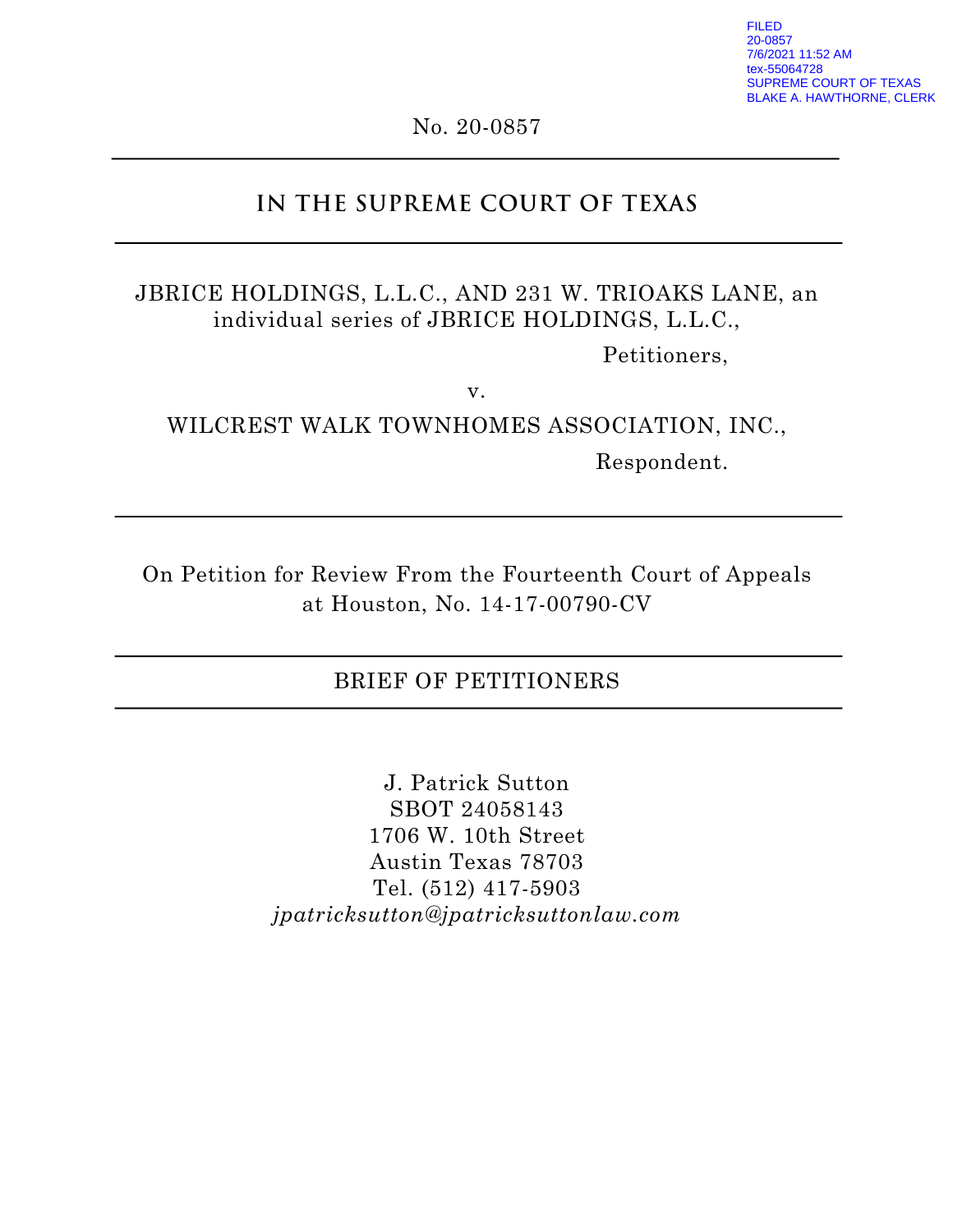FILED
20-0857
7/6/2021 11:52 AM
tex-55064728
SUPREME COURT OF TEXAS
BLAKE A. HAWTHORNE, CLERK

No. 20-0857

---

# IN THE SUPREME COURT OF TEXAS

---

JBRICE HOLDINGS, L.L.C., AND 231 W. TRIOAKS LANE, an individual series of JBRICE HOLDINGS, L.L.C.,

Petitioners,

v.

WILCREST WALK TOWNHOMES ASSOCIATION, INC.,

Respondent.

---

On Petition for Review From the Fourteenth Court of Appeals at Houston, No. 14-17-00790-CV

---

## BRIEF OF PETITIONERS

---

J. Patrick Sutton
SBOT 24058143
1706 W. 10th Street
Austin Texas 78703
Tel. (512) 417-5903
*jpatricksutton@jpatricksuttonlaw.com*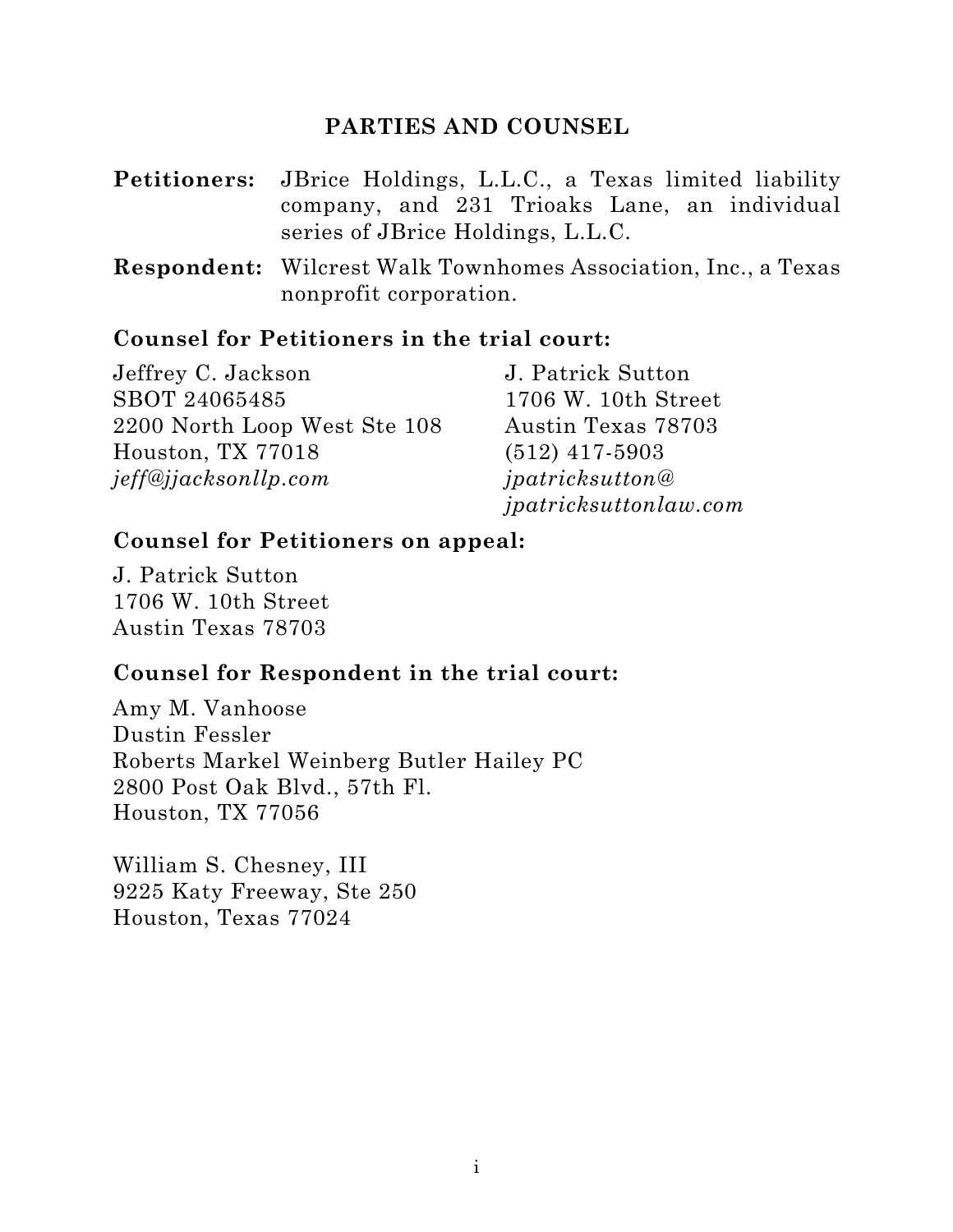## PARTIES AND COUNSEL

**Petitioners:** JBrice Holdings, L.L.C., a Texas limited liability company, and 231 Trioaks Lane, an individual series of JBrice Holdings, L.L.C.

**Respondent:** Wilcrest Walk Townhomes Association, Inc., a Texas nonprofit corporation.

### Counsel for Petitioners in the trial court:

Jeffrey C. Jackson
SBOT 24065485
2200 North Loop West Ste 108
Houston, TX 77018
*jeff@jjacksonllp.com*

J. Patrick Sutton
1706 W. 10th Street
Austin Texas 78703
(512) 417-5903
*jpatricksutton@jpatricksuttonlaw.com*

### Counsel for Petitioners on appeal:

J. Patrick Sutton
1706 W. 10th Street
Austin Texas 78703

### Counsel for Respondent in the trial court:

Amy M. Vanhoose
Dustin Fessler
Roberts Markel Weinberg Butler Hailey PC
2800 Post Oak Blvd., 57th Fl.
Houston, TX 77056

William S. Chesney, III
9225 Katy Freeway, Ste 250
Houston, Texas 77024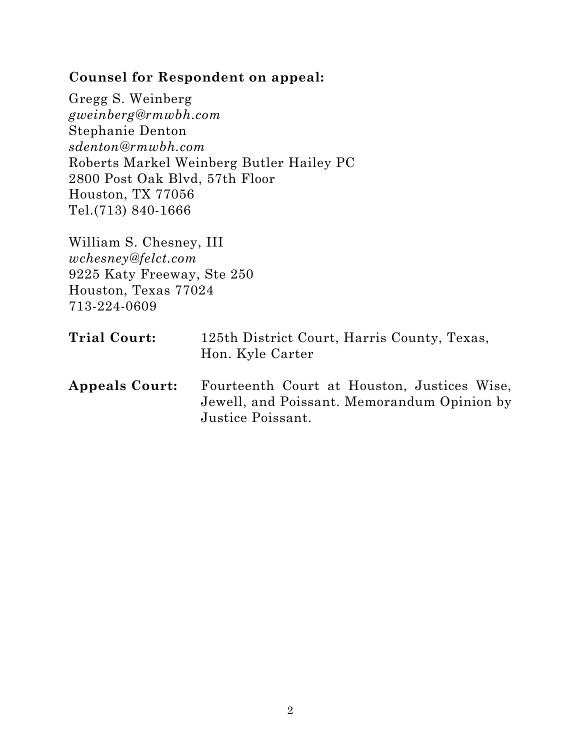**Counsel for Respondent on appeal:**

Gregg S. Weinberg
*gweinberg@rmwbh.com*
Stephanie Denton
*sdenton@rmwbh.com*
Roberts Markel Weinberg Butler Hailey PC
2800 Post Oak Blvd, 57th Floor
Houston, TX 77056
Tel.(713) 840-1666

William S. Chesney, III
*wchesney@felct.com*
9225 Katy Freeway, Ste 250
Houston, Texas 77024
713-224-0609

**Trial Court:** 125th District Court, Harris County, Texas, Hon. Kyle Carter

**Appeals Court:** Fourteenth Court at Houston, Justices Wise, Jewell, and Poissant. Memorandum Opinion by Justice Poissant.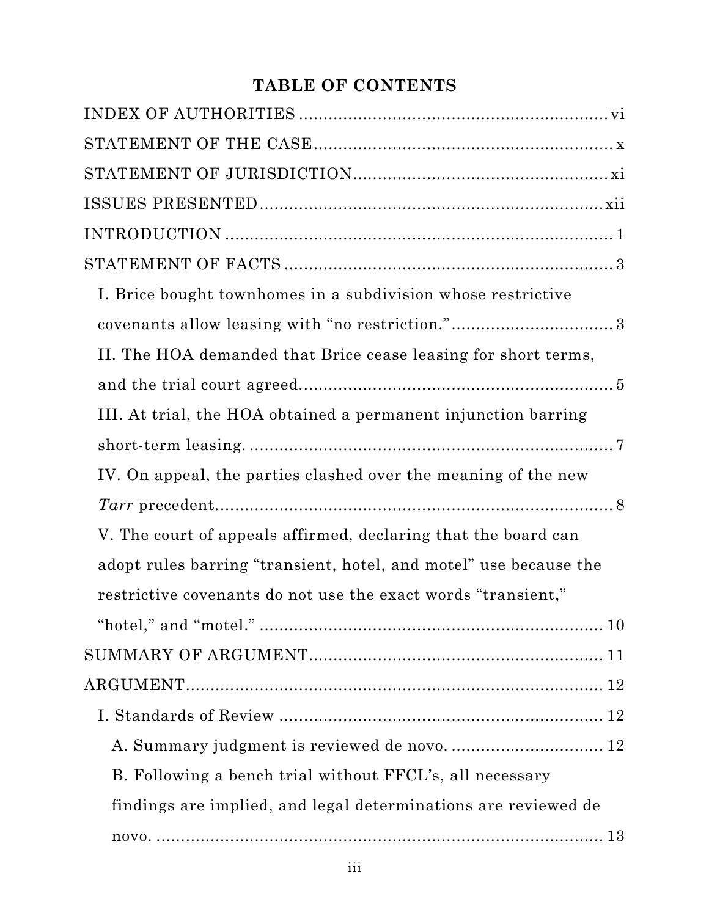**TABLE OF CONTENTS**

INDEX OF AUTHORITIES .............................................................. vi

STATEMENT OF THE CASE ............................................................ x

STATEMENT OF JURISDICTION .................................................... xi

ISSUES PRESENTED ...................................................................... xii

INTRODUCTION ............................................................................... 1

STATEMENT OF FACTS .................................................................. 3

- I. Brice bought townhomes in a subdivision whose restrictive covenants allow leasing with "no restriction." ................................ 3
- II. The HOA demanded that Brice cease leasing for short terms, and the trial court agreed. ................................................................ 5
- III. At trial, the HOA obtained a permanent injunction barring short-term leasing. ......................................................................... 7
- IV. On appeal, the parties clashed over the meaning of the new *Tarr* precedent. ................................................................................ 8
- V. The court of appeals affirmed, declaring that the board can adopt rules barring "transient, hotel, and motel" use because the restrictive covenants do not use the exact words "transient," "hotel," and "motel." ...................................................................... 10

SUMMARY OF ARGUMENT ............................................................ 11

ARGUMENT ...................................................................................... 12

- I. Standards of Review .................................................................. 12
  - A. Summary judgment is reviewed de novo. .............................. 12
  - B. Following a bench trial without FFCL's, all necessary findings are implied, and legal determinations are reviewed de novo. .............................................................................................. 13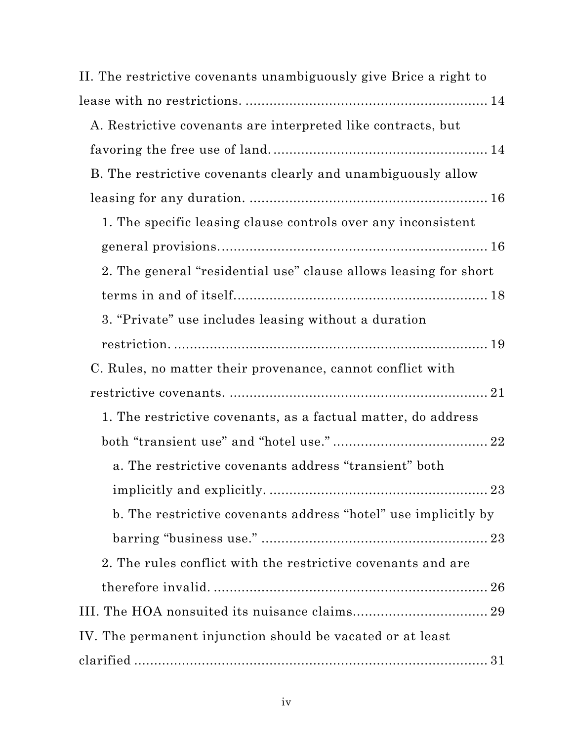II. The restrictive covenants unambiguously give Brice a right to lease with no restrictions. ............................................................ 14

A. Restrictive covenants are interpreted like contracts, but favoring the free use of land. ..................................................... 14

B. The restrictive covenants clearly and unambiguously allow leasing for any duration. ........................................................... 16

1. The specific leasing clause controls over any inconsistent general provisions. .................................................................. 16

2. The general "residential use" clause allows leasing for short terms in and of itself. ............................................................... 18

3. "Private" use includes leasing without a duration restriction. ................................................................................. 19

C. Rules, no matter their provenance, cannot conflict with restrictive covenants. ................................................................ 21

1. The restrictive covenants, as a factual matter, do address both "transient use" and "hotel use." ...................................... 22

a. The restrictive covenants address "transient" both implicitly and explicitly. ....................................................... 23

b. The restrictive covenants address "hotel" use implicitly by barring "business use." ......................................................... 23

2. The rules conflict with the restrictive covenants and are therefore invalid. ..................................................................... 26

III. The HOA nonsuited its nuisance claims. ................................ 29

IV. The permanent injunction should be vacated or at least clarified ......................................................................................... 31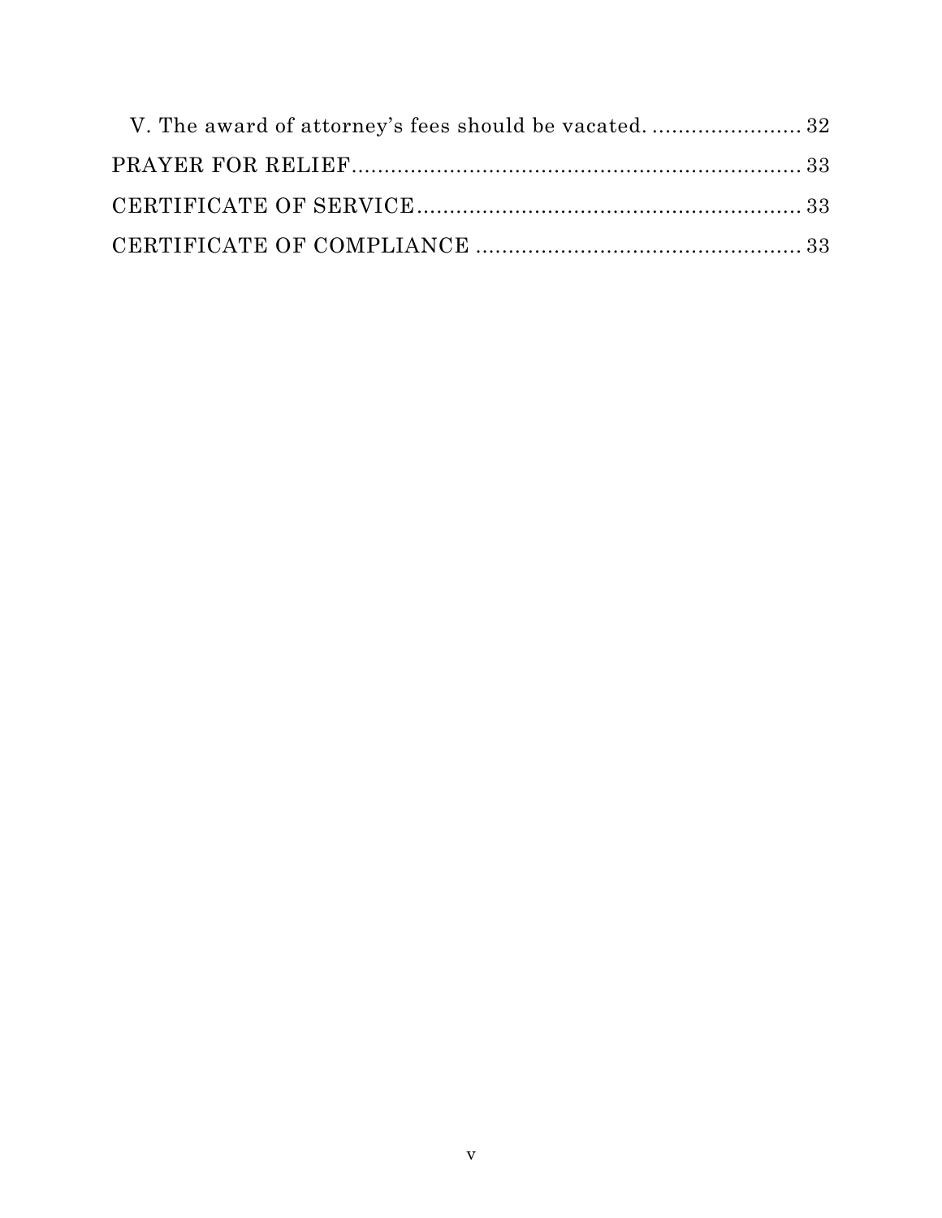V. The award of attorney's fees should be vacated. ........................ 32

PRAYER FOR RELIEF........................................................................ 33

CERTIFICATE OF SERVICE............................................................ 33

CERTIFICATE OF COMPLIANCE .................................................. 33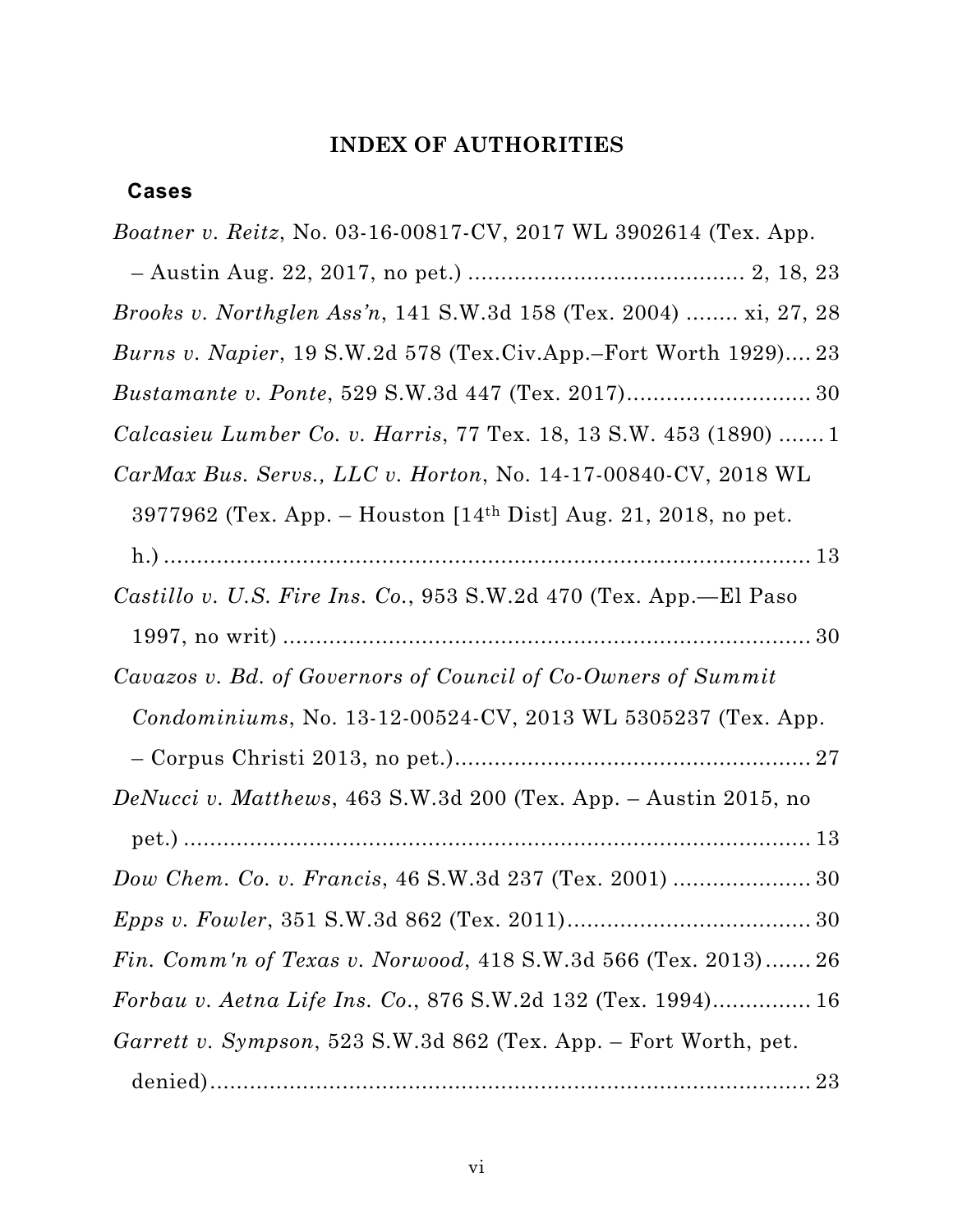## INDEX OF AUTHORITIES

### Cases

*Boatner v. Reitz*, No. 03-16-00817-CV, 2017 WL 3902614 (Tex. App. – Austin Aug. 22, 2017, no pet.) .......................................... 2, 18, 23

*Brooks v. Northglen Ass'n*, 141 S.W.3d 158 (Tex. 2004) ........ xi, 27, 28

*Burns v. Napier*, 19 S.W.2d 578 (Tex.Civ.App.–Fort Worth 1929).... 23

*Bustamante v. Ponte*, 529 S.W.3d 447 (Tex. 2017)............................ 30

*Calcasieu Lumber Co. v. Harris*, 77 Tex. 18, 13 S.W. 453 (1890) ....... 1

*CarMax Bus. Servs., LLC v. Horton*, No. 14-17-00840-CV, 2018 WL 3977962 (Tex. App. – Houston [14th Dist] Aug. 21, 2018, no pet. h.) ......................................................................................... 13

*Castillo v. U.S. Fire Ins. Co.*, 953 S.W.2d 470 (Tex. App.—El Paso 1997, no writ) ................................................................. 30

*Cavazos v. Bd. of Governors of Council of Co-Owners of Summit Condominiums*, No. 13-12-00524-CV, 2013 WL 5305237 (Tex. App. – Corpus Christi 2013, no pet.)...................................................... 27

*DeNucci v. Matthews*, 463 S.W.3d 200 (Tex. App. – Austin 2015, no pet.) ......................................................................................... 13

*Dow Chem. Co. v. Francis*, 46 S.W.3d 237 (Tex. 2001) ..................... 30

*Epps v. Fowler*, 351 S.W.3d 862 (Tex. 2011)..................................... 30

*Fin. Comm'n of Texas v. Norwood*, 418 S.W.3d 566 (Tex. 2013)....... 26

*Forbau v. Aetna Life Ins. Co*., 876 S.W.2d 132 (Tex. 1994).............. 16

*Garrett v. Sympson*, 523 S.W.3d 862 (Tex. App. – Fort Worth, pet. denied)............................................................................ 23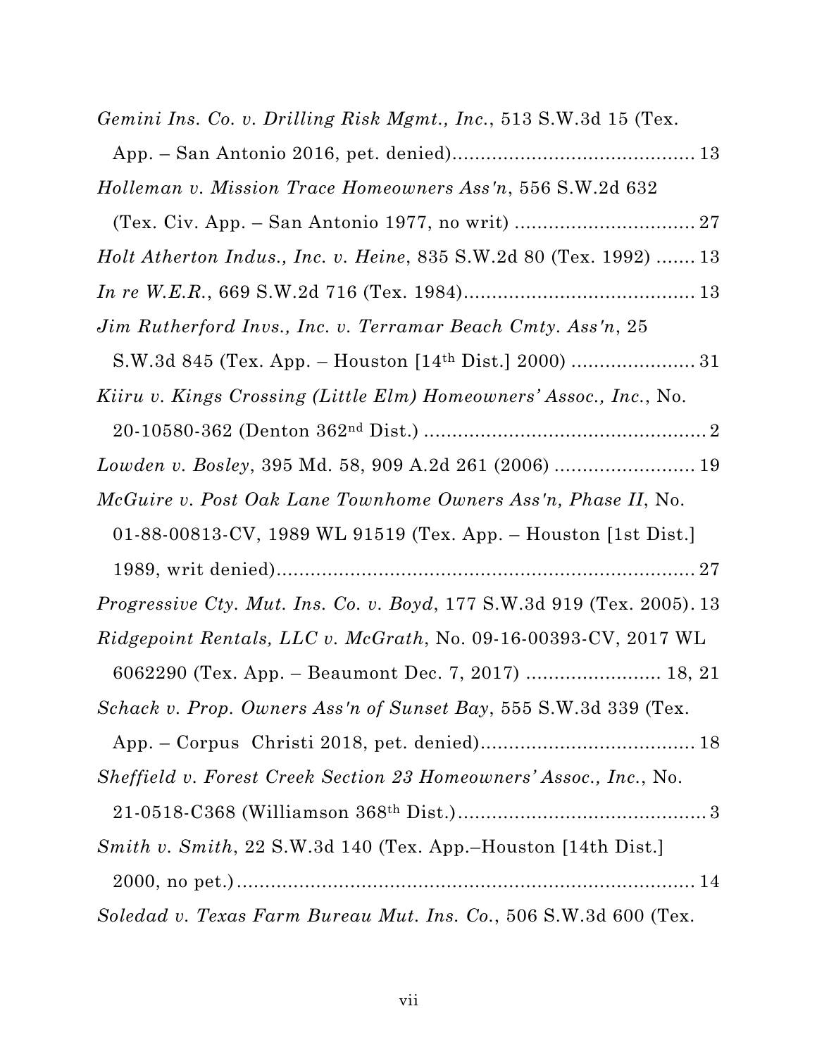*Gemini Ins. Co. v. Drilling Risk Mgmt., Inc.*, 513 S.W.3d 15 (Tex. App. – San Antonio 2016, pet. denied)........................................... 13

*Holleman v. Mission Trace Homeowners Ass'n*, 556 S.W.2d 632 (Tex. Civ. App. – San Antonio 1977, no writ) ................................ 27

*Holt Atherton Indus., Inc. v. Heine*, 835 S.W.2d 80 (Tex. 1992) ....... 13

*In re W.E.R.*, 669 S.W.2d 716 (Tex. 1984)......................................... 13

*Jim Rutherford Invs., Inc. v. Terramar Beach Cmty. Ass'n*, 25 S.W.3d 845 (Tex. App. – Houston [14th Dist.] 2000) ...................... 31

*Kiiru v. Kings Crossing (Little Elm) Homeowners' Assoc., Inc.*, No. 20-10580-362 (Denton 362nd Dist.) ................................................... 2

*Lowden v. Bosley*, 395 Md. 58, 909 A.2d 261 (2006) ......................... 19

*McGuire v. Post Oak Lane Townhome Owners Ass'n, Phase II*, No. 01-88-00813-CV, 1989 WL 91519 (Tex. App. – Houston [1st Dist.] 1989, writ denied)........................................................................... 27

*Progressive Cty. Mut. Ins. Co. v. Boyd*, 177 S.W.3d 919 (Tex. 2005). 13

*Ridgepoint Rentals, LLC v. McGrath*, No. 09-16-00393-CV, 2017 WL 6062290 (Tex. App. – Beaumont Dec. 7, 2017) ........................ 18, 21

*Schack v. Prop. Owners Ass'n of Sunset Bay*, 555 S.W.3d 339 (Tex. App. – Corpus Christi 2018, pet. denied)...................................... 18

*Sheffield v. Forest Creek Section 23 Homeowners' Assoc., Inc.*, No. 21-0518-C368 (Williamson 368th Dist.)............................................ 3

*Smith v. Smith*, 22 S.W.3d 140 (Tex. App.–Houston [14th Dist.] 2000, no pet.).................................................................................. 14

*Soledad v. Texas Farm Bureau Mut. Ins. Co.*, 506 S.W.3d 600 (Tex.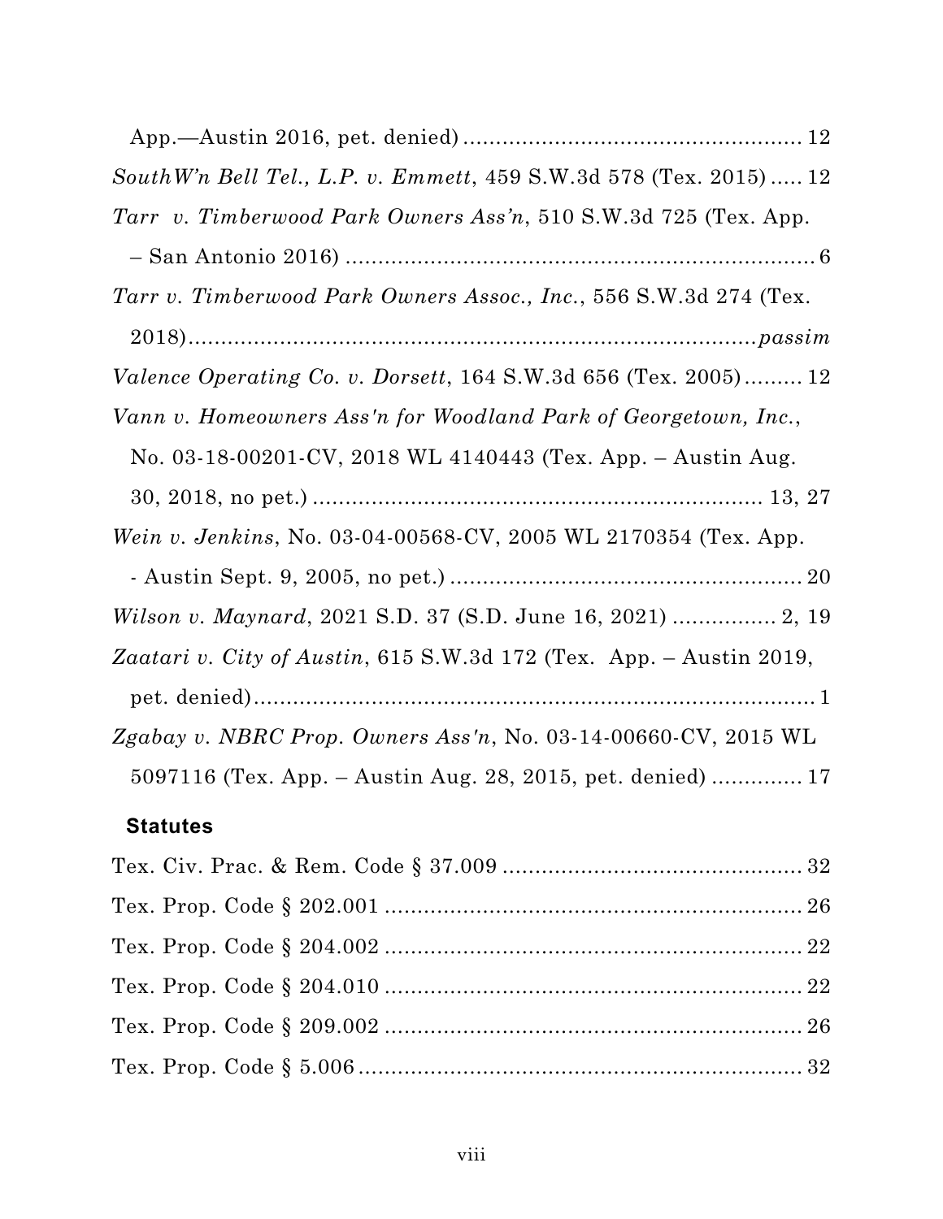App.—Austin 2016, pet. denied) .................................................. 12

*SouthW'n Bell Tel., L.P. v. Emmett*, 459 S.W.3d 578 (Tex. 2015) ..... 12

*Tarr v. Timberwood Park Owners Ass'n*, 510 S.W.3d 725 (Tex. App. – San Antonio 2016) ........................................................................ 6

*Tarr v. Timberwood Park Owners Assoc., Inc.*, 556 S.W.3d 274 (Tex. 2018)........................................................................................ *passim*

*Valence Operating Co. v. Dorsett*, 164 S.W.3d 656 (Tex. 2005) ......... 12

*Vann v. Homeowners Ass'n for Woodland Park of Georgetown, Inc.*, No. 03-18-00201-CV, 2018 WL 4140443 (Tex. App. – Austin Aug. 30, 2018, no pet.) .................................................................... 13, 27

*Wein v. Jenkins*, No. 03-04-00568-CV, 2005 WL 2170354 (Tex. App. - Austin Sept. 9, 2005, no pet.) ...................................................... 20

*Wilson v. Maynard*, 2021 S.D. 37 (S.D. June 16, 2021) ................ 2, 19

*Zaatari v. City of Austin*, 615 S.W.3d 172 (Tex. App. – Austin 2019, pet. denied)......................................................................................... 1

*Zgabay v. NBRC Prop. Owners Ass'n*, No. 03-14-00660-CV, 2015 WL 5097116 (Tex. App. – Austin Aug. 28, 2015, pet. denied) ............. 17

**Statutes**

Tex. Civ. Prac. & Rem. Code § 37.009 .............................................. 32

Tex. Prop. Code § 202.001 ................................................................ 26

Tex. Prop. Code § 204.002 ................................................................ 22

Tex. Prop. Code § 204.010 ................................................................ 22

Tex. Prop. Code § 209.002 ................................................................ 26

Tex. Prop. Code § 5.006 .................................................................... 32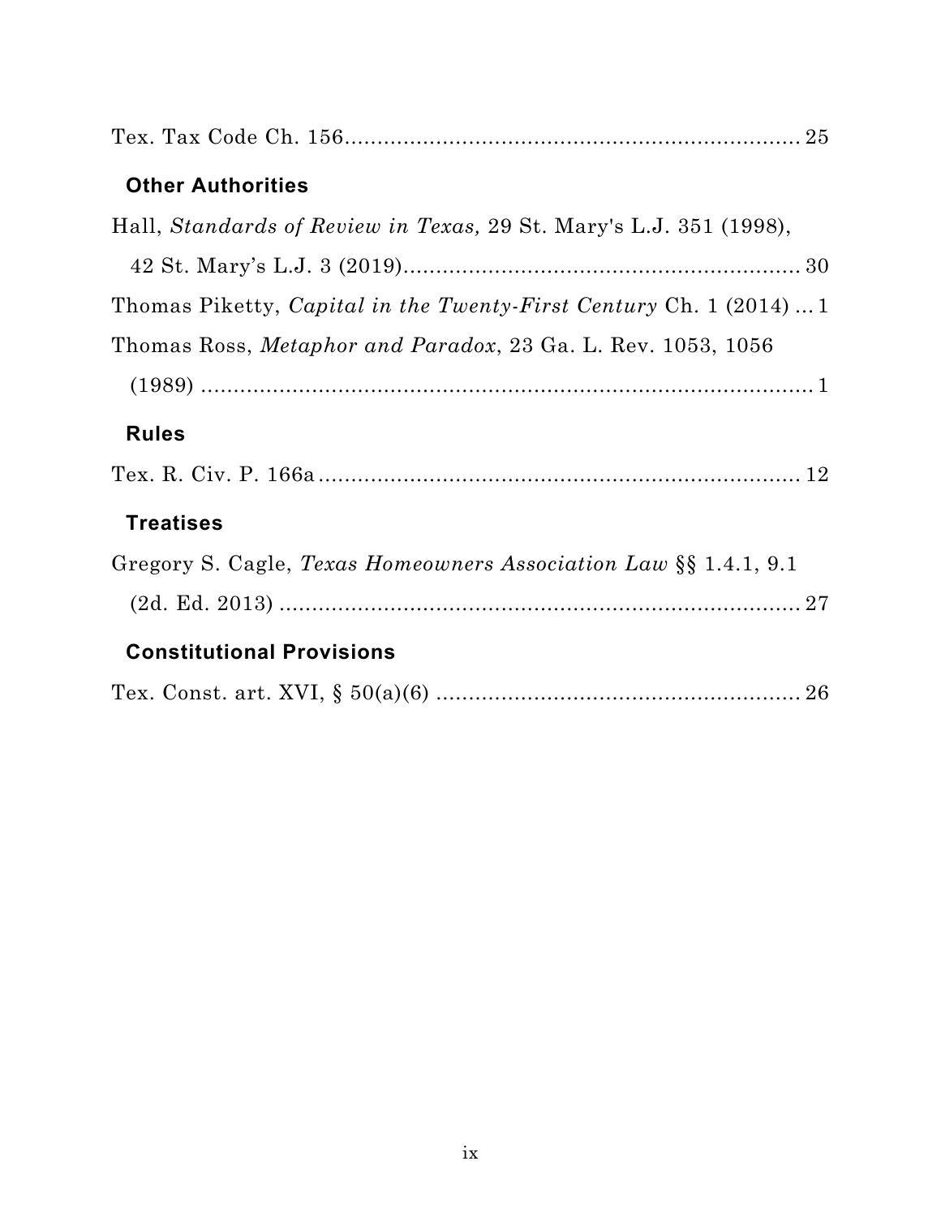Tex. Tax Code Ch. 156 .................................................................... 25

## Other Authorities

Hall, *Standards of Review in Texas,* 29 St. Mary's L.J. 351 (1998), 42 St. Mary's L.J. 3 (2019) ........................................................... 30

Thomas Piketty, *Capital in the Twenty-First Century* Ch. 1 (2014) ... 1

Thomas Ross, *Metaphor and Paradox*, 23 Ga. L. Rev. 1053, 1056 (1989) .............................................................................................. 1

## Rules

Tex. R. Civ. P. 166a ......................................................................... 12

## Treatises

Gregory S. Cagle, *Texas Homeowners Association Law* §§ 1.4.1, 9.1 (2d. Ed. 2013) ................................................................................ 27

## Constitutional Provisions

Tex. Const. art. XVI, § 50(a)(6) ....................................................... 26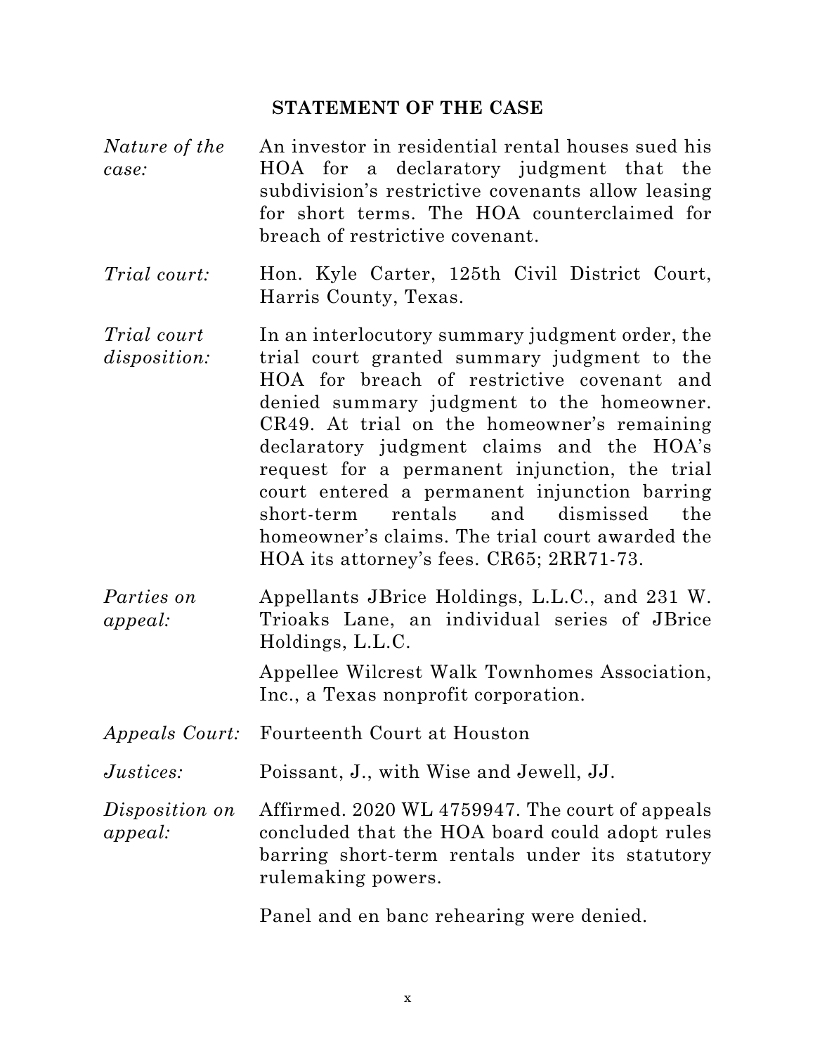## STATEMENT OF THE CASE

| | |
|---|---|
| *Nature of the case:* | An investor in residential rental houses sued his HOA for a declaratory judgment that the subdivision's restrictive covenants allow leasing for short terms. The HOA counterclaimed for breach of restrictive covenant. |
| *Trial court:* | Hon. Kyle Carter, 125th Civil District Court, Harris County, Texas. |
| *Trial court disposition:* | In an interlocutory summary judgment order, the trial court granted summary judgment to the HOA for breach of restrictive covenant and denied summary judgment to the homeowner. CR49. At trial on the homeowner's remaining declaratory judgment claims and the HOA's request for a permanent injunction, the trial court entered a permanent injunction barring short-term rentals and dismissed the homeowner's claims. The trial court awarded the HOA its attorney's fees. CR65; 2RR71-73. |
| *Parties on appeal:* | Appellants JBrice Holdings, L.L.C., and 231 W. Trioaks Lane, an individual series of JBrice Holdings, L.L.C.<br><br>Appellee Wilcrest Walk Townhomes Association, Inc., a Texas nonprofit corporation. |
| *Appeals Court:* | Fourteenth Court at Houston |
| *Justices:* | Poissant, J., with Wise and Jewell, JJ. |
| *Disposition on appeal:* | Affirmed. 2020 WL 4759947. The court of appeals concluded that the HOA board could adopt rules barring short-term rentals under its statutory rulemaking powers.<br><br>Panel and en banc rehearing were denied. |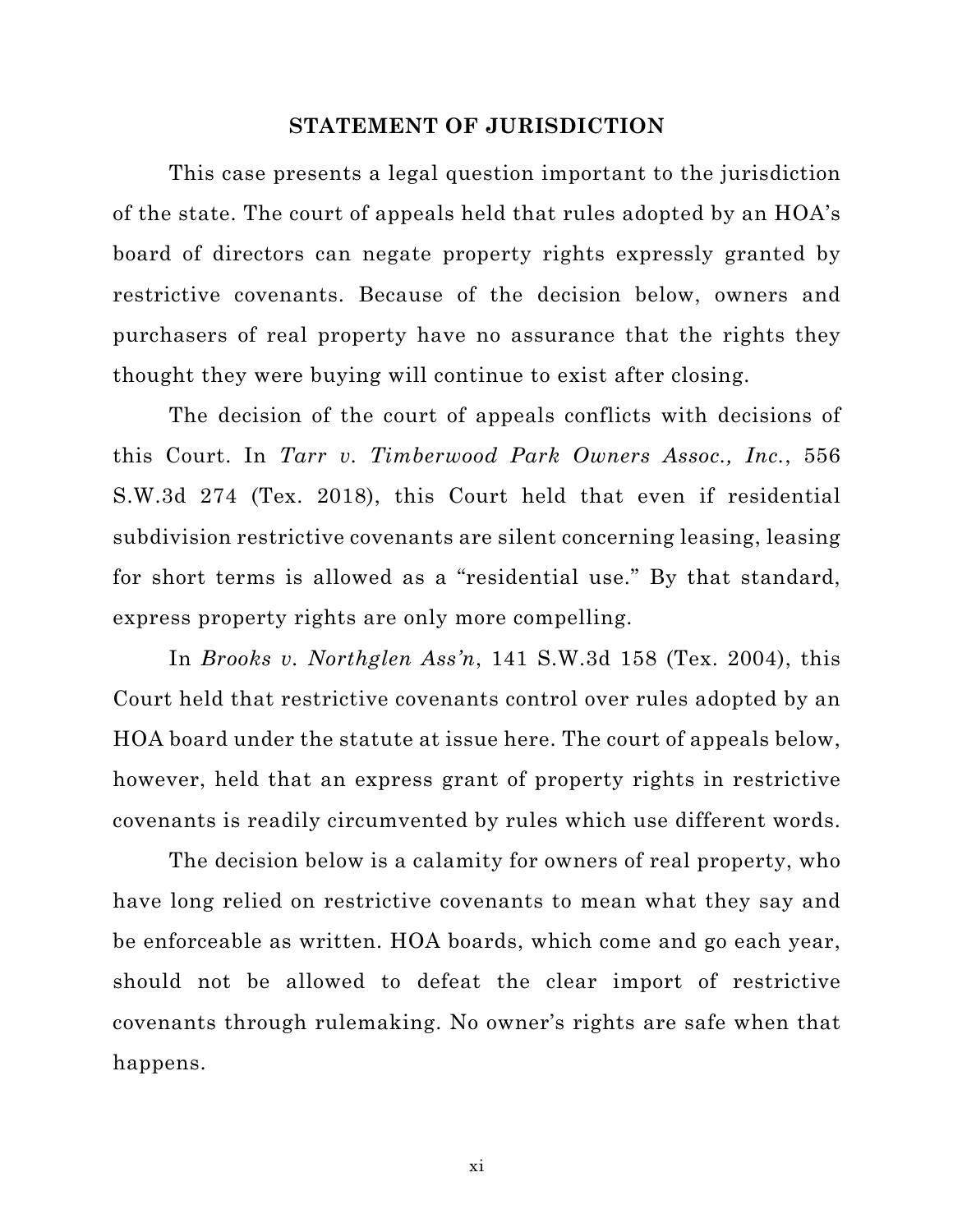## STATEMENT OF JURISDICTION

This case presents a legal question important to the jurisdiction of the state. The court of appeals held that rules adopted by an HOA's board of directors can negate property rights expressly granted by restrictive covenants. Because of the decision below, owners and purchasers of real property have no assurance that the rights they thought they were buying will continue to exist after closing.

The decision of the court of appeals conflicts with decisions of this Court. In *Tarr v. Timberwood Park Owners Assoc., Inc.*, 556 S.W.3d 274 (Tex. 2018), this Court held that even if residential subdivision restrictive covenants are silent concerning leasing, leasing for short terms is allowed as a "residential use." By that standard, express property rights are only more compelling.

In *Brooks v. Northglen Ass'n*, 141 S.W.3d 158 (Tex. 2004), this Court held that restrictive covenants control over rules adopted by an HOA board under the statute at issue here. The court of appeals below, however, held that an express grant of property rights in restrictive covenants is readily circumvented by rules which use different words.

The decision below is a calamity for owners of real property, who have long relied on restrictive covenants to mean what they say and be enforceable as written. HOA boards, which come and go each year, should not be allowed to defeat the clear import of restrictive covenants through rulemaking. No owner's rights are safe when that happens.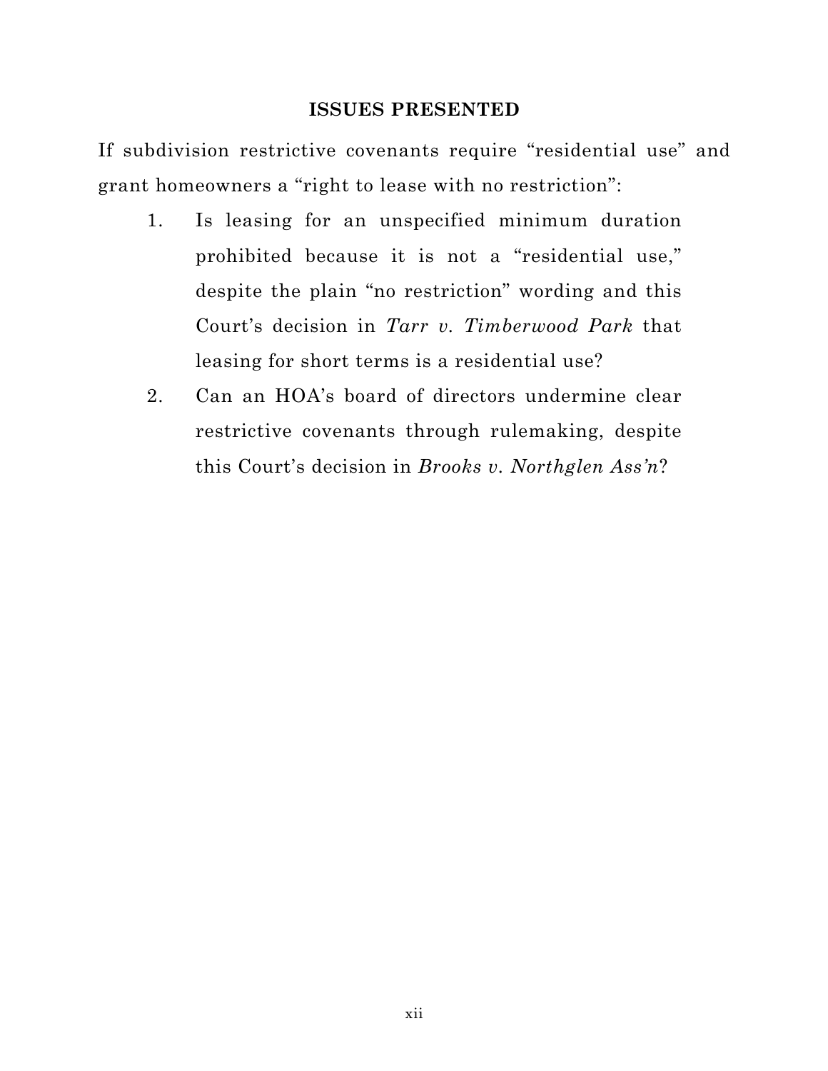## ISSUES PRESENTED

If subdivision restrictive covenants require "residential use" and grant homeowners a "right to lease with no restriction":

1. Is leasing for an unspecified minimum duration prohibited because it is not a "residential use," despite the plain "no restriction" wording and this Court's decision in *Tarr v. Timberwood Park* that leasing for short terms is a residential use?
2. Can an HOA's board of directors undermine clear restrictive covenants through rulemaking, despite this Court's decision in *Brooks v. Northglen Ass'n*?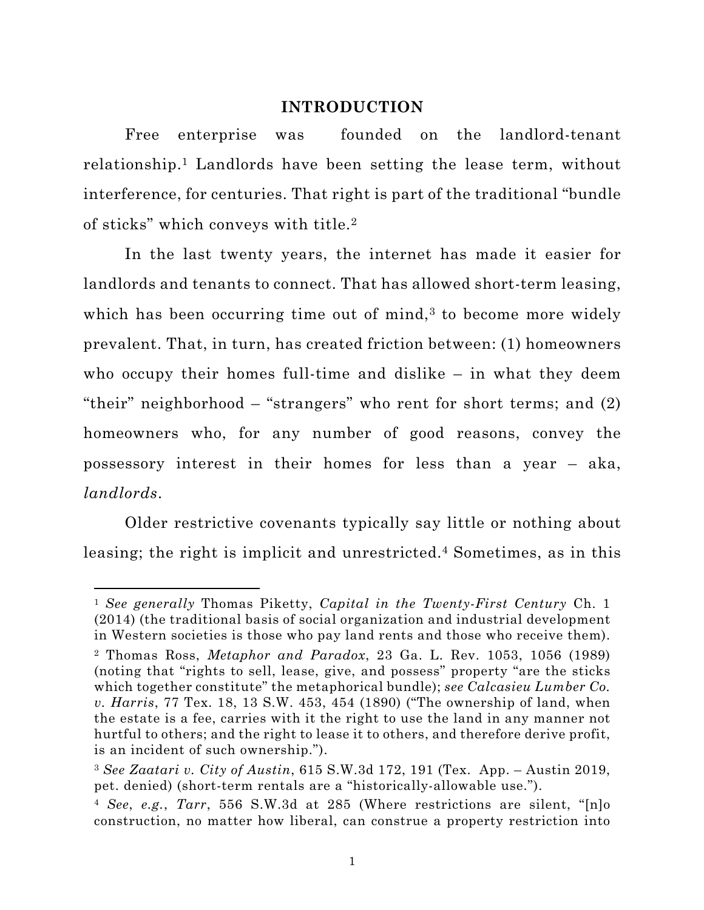## INTRODUCTION

Free enterprise was founded on the landlord-tenant relationship.[1] Landlords have been setting the lease term, without interference, for centuries. That right is part of the traditional "bundle of sticks" which conveys with title.[2]

In the last twenty years, the internet has made it easier for landlords and tenants to connect. That has allowed short-term leasing, which has been occurring time out of mind,[3] to become more widely prevalent. That, in turn, has created friction between: (1) homeowners who occupy their homes full-time and dislike – in what they deem "their" neighborhood – "strangers" who rent for short terms; and (2) homeowners who, for any number of good reasons, convey the possessory interest in their homes for less than a year – aka, *landlords*.

Older restrictive covenants typically say little or nothing about leasing; the right is implicit and unrestricted.[4] Sometimes, as in this

---

[1] *See generally* Thomas Piketty, *Capital in the Twenty-First Century* Ch. 1 (2014) (the traditional basis of social organization and industrial development in Western societies is those who pay land rents and those who receive them).

[2] Thomas Ross, *Metaphor and Paradox*, 23 Ga. L. Rev. 1053, 1056 (1989) (noting that "rights to sell, lease, give, and possess" property "are the sticks which together constitute" the metaphorical bundle); *see Calcasieu Lumber Co. v. Harris*, 77 Tex. 18, 13 S.W. 453, 454 (1890) ("The ownership of land, when the estate is a fee, carries with it the right to use the land in any manner not hurtful to others; and the right to lease it to others, and therefore derive profit, is an incident of such ownership.").

[3] *See Zaatari v. City of Austin*, 615 S.W.3d 172, 191 (Tex. App. – Austin 2019, pet. denied) (short-term rentals are a "historically-allowable use.").

[4] *See*, *e.g.*, *Tarr*, 556 S.W.3d at 285 (Where restrictions are silent, "[n]o construction, no matter how liberal, can construe a property restriction into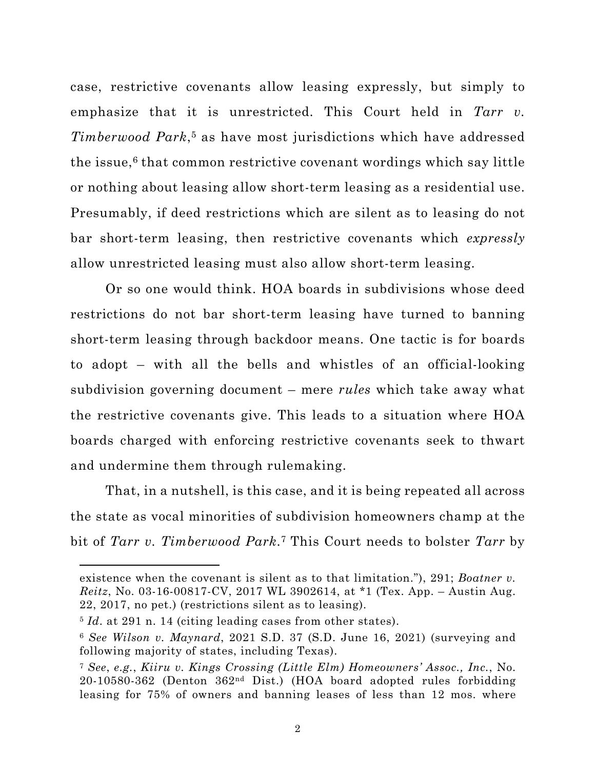case, restrictive covenants allow leasing expressly, but simply to emphasize that it is unrestricted. This Court held in *Tarr v. Timberwood Park*,[5] as have most jurisdictions which have addressed the issue,[6] that common restrictive covenant wordings which say little or nothing about leasing allow short-term leasing as a residential use. Presumably, if deed restrictions which are silent as to leasing do not bar short-term leasing, then restrictive covenants which *expressly* allow unrestricted leasing must also allow short-term leasing.

Or so one would think. HOA boards in subdivisions whose deed restrictions do not bar short-term leasing have turned to banning short-term leasing through backdoor means. One tactic is for boards to adopt – with all the bells and whistles of an official-looking subdivision governing document – mere *rules* which take away what the restrictive covenants give. This leads to a situation where HOA boards charged with enforcing restrictive covenants seek to thwart and undermine them through rulemaking.

That, in a nutshell, is this case, and it is being repeated all across the state as vocal minorities of subdivision homeowners champ at the bit of *Tarr v. Timberwood Park*.[7] This Court needs to bolster *Tarr* by

---

existence when the covenant is silent as to that limitation."), 291; *Boatner v. Reitz*, No. 03-16-00817-CV, 2017 WL 3902614, at *1 (Tex. App. – Austin Aug. 22, 2017, no pet.) (restrictions silent as to leasing).

[5] *Id*. at 291 n. 14 (citing leading cases from other states).

[6] *See Wilson v. Maynard*, 2021 S.D. 37 (S.D. June 16, 2021) (surveying and following majority of states, including Texas).

[7] *See*, *e.g.*, *Kiiru v. Kings Crossing (Little Elm) Homeowners' Assoc., Inc.*, No. 20-10580-362 (Denton 362nd Dist.) (HOA board adopted rules forbidding leasing for 75% of owners and banning leases of less than 12 mos. where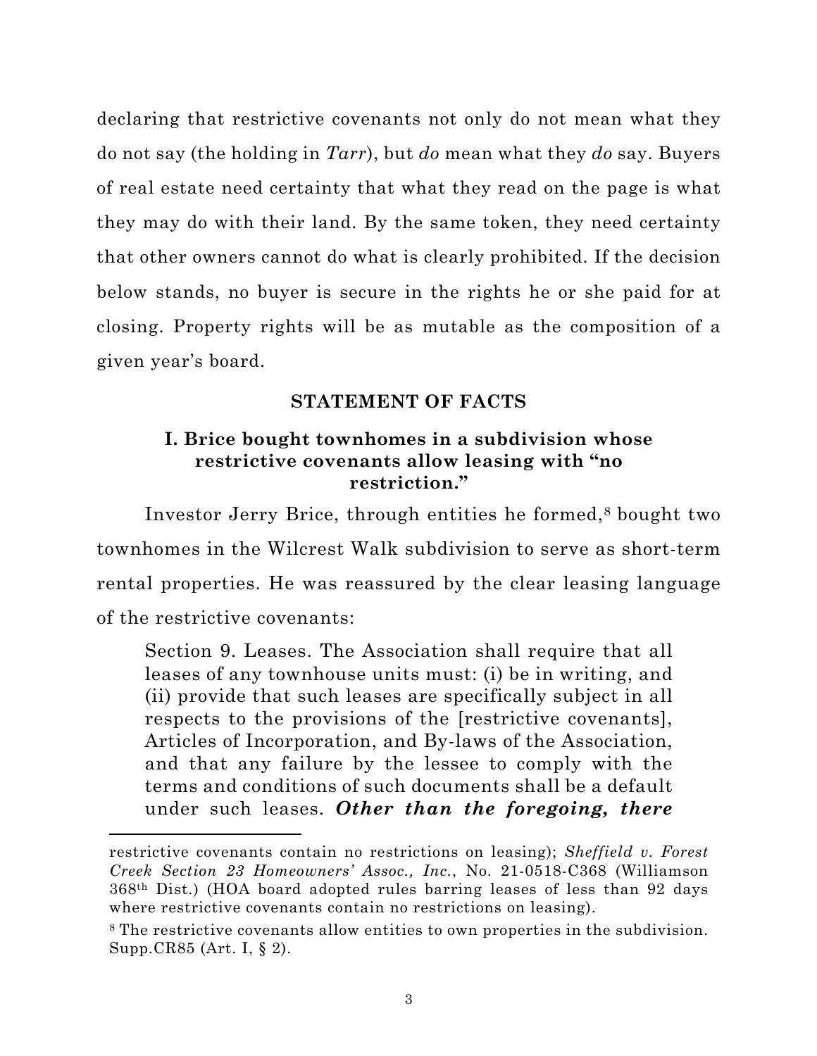declaring that restrictive covenants not only do not mean what they do not say (the holding in *Tarr*), but *do* mean what they *do* say. Buyers of real estate need certainty that what they read on the page is what they may do with their land. By the same token, they need certainty that other owners cannot do what is clearly prohibited. If the decision below stands, no buyer is secure in the rights he or she paid for at closing. Property rights will be as mutable as the composition of a given year's board.

## STATEMENT OF FACTS

### I. Brice bought townhomes in a subdivision whose restrictive covenants allow leasing with "no restriction."

Investor Jerry Brice, through entities he formed,[8] bought two townhomes in the Wilcrest Walk subdivision to serve as short-term rental properties. He was reassured by the clear leasing language of the restrictive covenants:

> Section 9. Leases. The Association shall require that all leases of any townhouse units must: (i) be in writing, and (ii) provide that such leases are specifically subject in all respects to the provisions of the [restrictive covenants], Articles of Incorporation, and By-laws of the Association, and that any failure by the lessee to comply with the terms and conditions of such documents shall be a default under such leases. ***Other than the foregoing, there***

---

restrictive covenants contain no restrictions on leasing); *Sheffield v. Forest Creek Section 23 Homeowners' Assoc., Inc.*, No. 21-0518-C368 (Williamson 368th Dist.) (HOA board adopted rules barring leases of less than 92 days where restrictive covenants contain no restrictions on leasing).

[8] The restrictive covenants allow entities to own properties in the subdivision. Supp.CR85 (Art. I, § 2).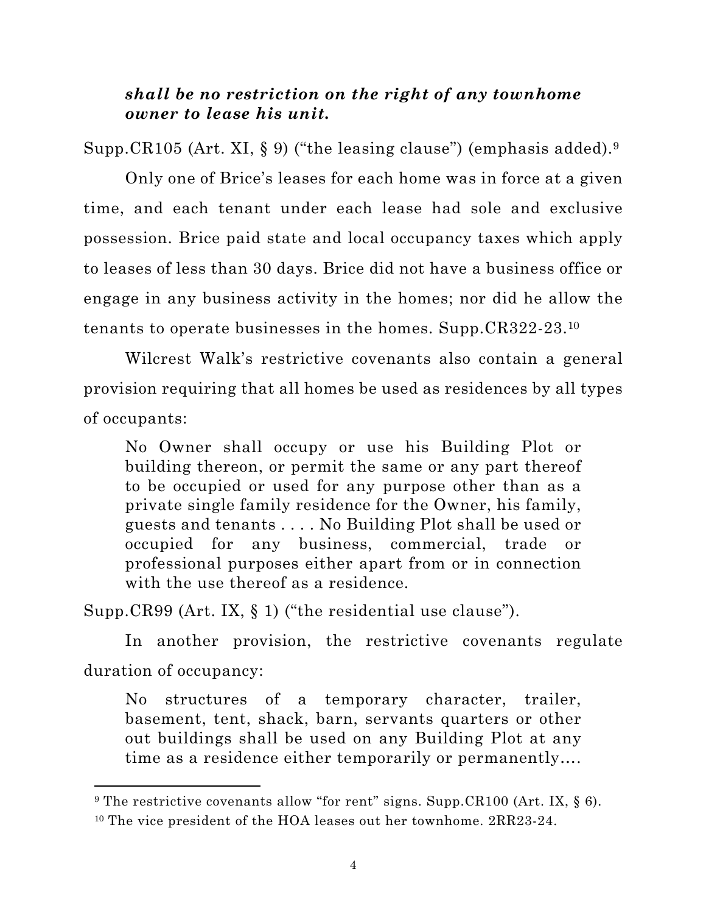> ***shall be no restriction on the right of any townhome owner to lease his unit.***

Supp.CR105 (Art. XI, § 9) ("the leasing clause") (emphasis added).[9]

Only one of Brice's leases for each home was in force at a given time, and each tenant under each lease had sole and exclusive possession. Brice paid state and local occupancy taxes which apply to leases of less than 30 days. Brice did not have a business office or engage in any business activity in the homes; nor did he allow the tenants to operate businesses in the homes. Supp.CR322-23.[10]

Wilcrest Walk's restrictive covenants also contain a general provision requiring that all homes be used as residences by all types of occupants:

> No Owner shall occupy or use his Building Plot or building thereon, or permit the same or any part thereof to be occupied or used for any purpose other than as a private single family residence for the Owner, his family, guests and tenants . . . . No Building Plot shall be used or occupied for any business, commercial, trade or professional purposes either apart from or in connection with the use thereof as a residence.

Supp.CR99 (Art. IX, § 1) ("the residential use clause").

In another provision, the restrictive covenants regulate duration of occupancy:

> No structures of a temporary character, trailer, basement, tent, shack, barn, servants quarters or other out buildings shall be used on any Building Plot at any time as a residence either temporarily or permanently….

---

[9] The restrictive covenants allow "for rent" signs. Supp.CR100 (Art. IX, § 6).

[10] The vice president of the HOA leases out her townhome. 2RR23-24.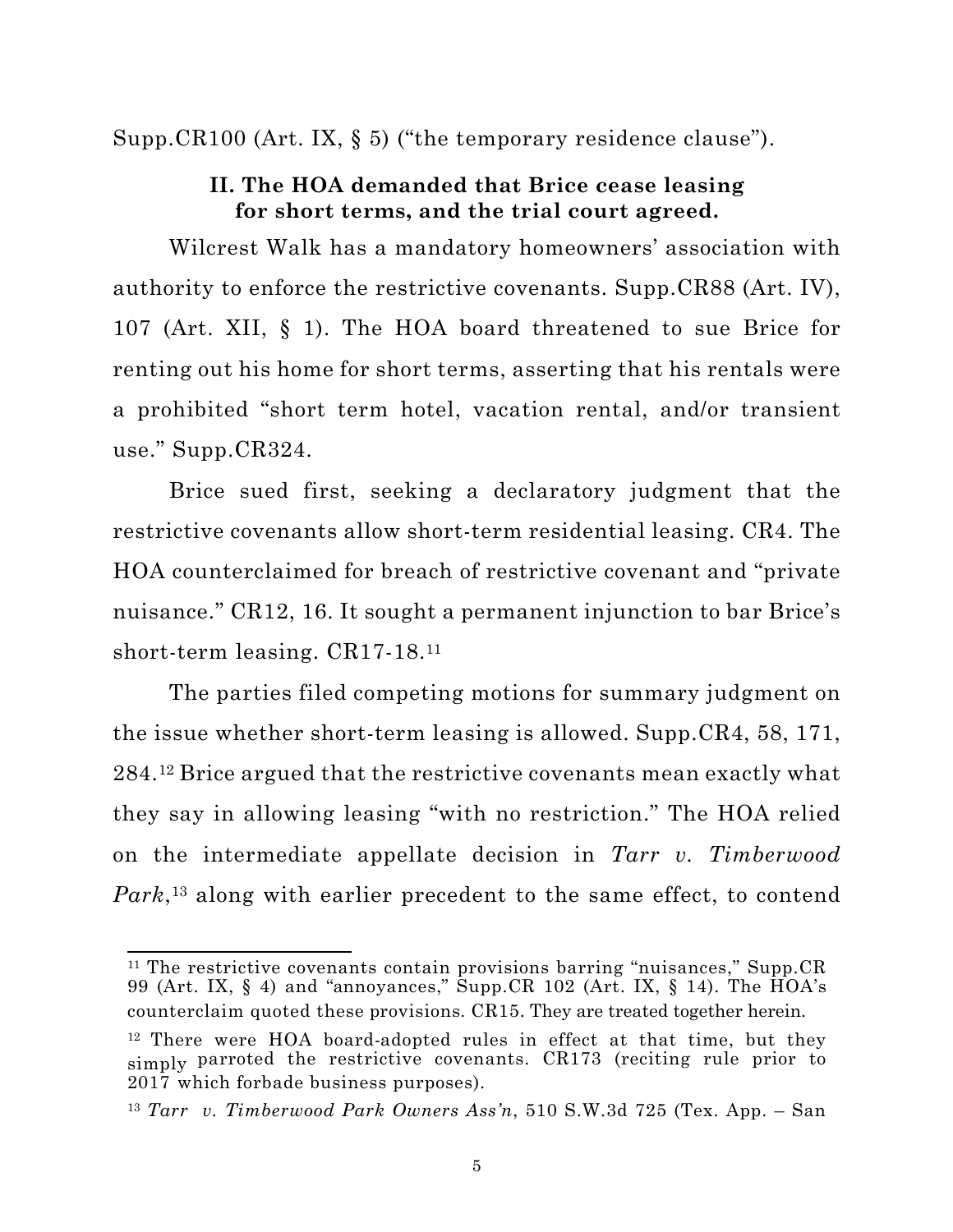Supp.CR100 (Art. IX, § 5) ("the temporary residence clause").

### II. The HOA demanded that Brice cease leasing for short terms, and the trial court agreed.

Wilcrest Walk has a mandatory homeowners' association with authority to enforce the restrictive covenants. Supp.CR88 (Art. IV), 107 (Art. XII, § 1). The HOA board threatened to sue Brice for renting out his home for short terms, asserting that his rentals were a prohibited "short term hotel, vacation rental, and/or transient use." Supp.CR324.

Brice sued first, seeking a declaratory judgment that the restrictive covenants allow short-term residential leasing. CR4. The HOA counterclaimed for breach of restrictive covenant and "private nuisance." CR12, 16. It sought a permanent injunction to bar Brice's short-term leasing. CR17-18.[11]

The parties filed competing motions for summary judgment on the issue whether short-term leasing is allowed. Supp.CR4, 58, 171, 284.[12] Brice argued that the restrictive covenants mean exactly what they say in allowing leasing "with no restriction." The HOA relied on the intermediate appellate decision in *Tarr v. Timberwood Park*,[13] along with earlier precedent to the same effect, to contend

---

[11] The restrictive covenants contain provisions barring "nuisances," Supp.CR 99 (Art. IX, § 4) and "annoyances," Supp.CR 102 (Art. IX, § 14). The HOA's counterclaim quoted these provisions. CR15. They are treated together herein.

[12] There were HOA board-adopted rules in effect at that time, but they simply parroted the restrictive covenants. CR173 (reciting rule prior to 2017 which forbade business purposes).

[13] *Tarr v. Timberwood Park Owners Ass'n*, 510 S.W.3d 725 (Tex. App. – San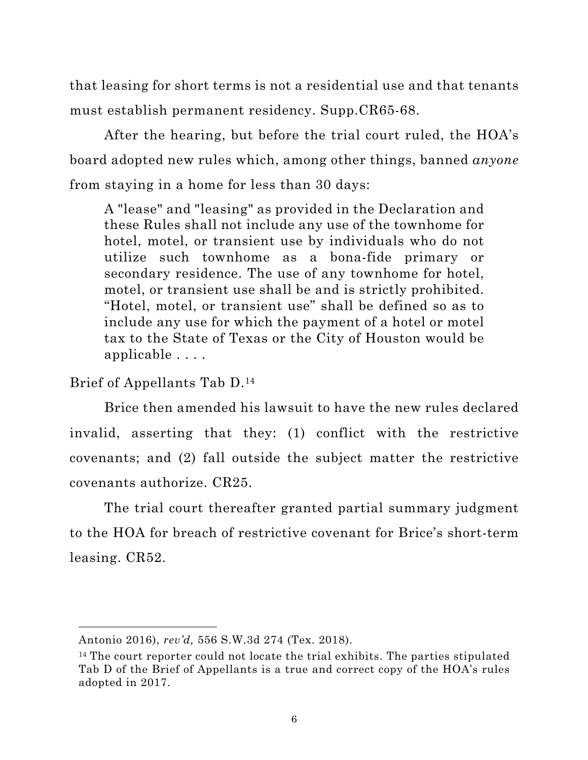that leasing for short terms is not a residential use and that tenants must establish permanent residency. Supp.CR65-68.

After the hearing, but before the trial court ruled, the HOA's board adopted new rules which, among other things, banned *anyone* from staying in a home for less than 30 days:

> A "lease" and "leasing" as provided in the Declaration and these Rules shall not include any use of the townhome for hotel, motel, or transient use by individuals who do not utilize such townhome as a bona-fide primary or secondary residence. The use of any townhome for hotel, motel, or transient use shall be and is strictly prohibited. "Hotel, motel, or transient use" shall be defined so as to include any use for which the payment of a hotel or motel tax to the State of Texas or the City of Houston would be applicable . . . .

Brief of Appellants Tab D.[14]

Brice then amended his lawsuit to have the new rules declared invalid, asserting that they: (1) conflict with the restrictive covenants; and (2) fall outside the subject matter the restrictive covenants authorize. CR25.

The trial court thereafter granted partial summary judgment to the HOA for breach of restrictive covenant for Brice's short-term leasing. CR52.

---

Antonio 2016), *rev'd,* 556 S.W.3d 274 (Tex. 2018).

[14] The court reporter could not locate the trial exhibits. The parties stipulated Tab D of the Brief of Appellants is a true and correct copy of the HOA's rules adopted in 2017.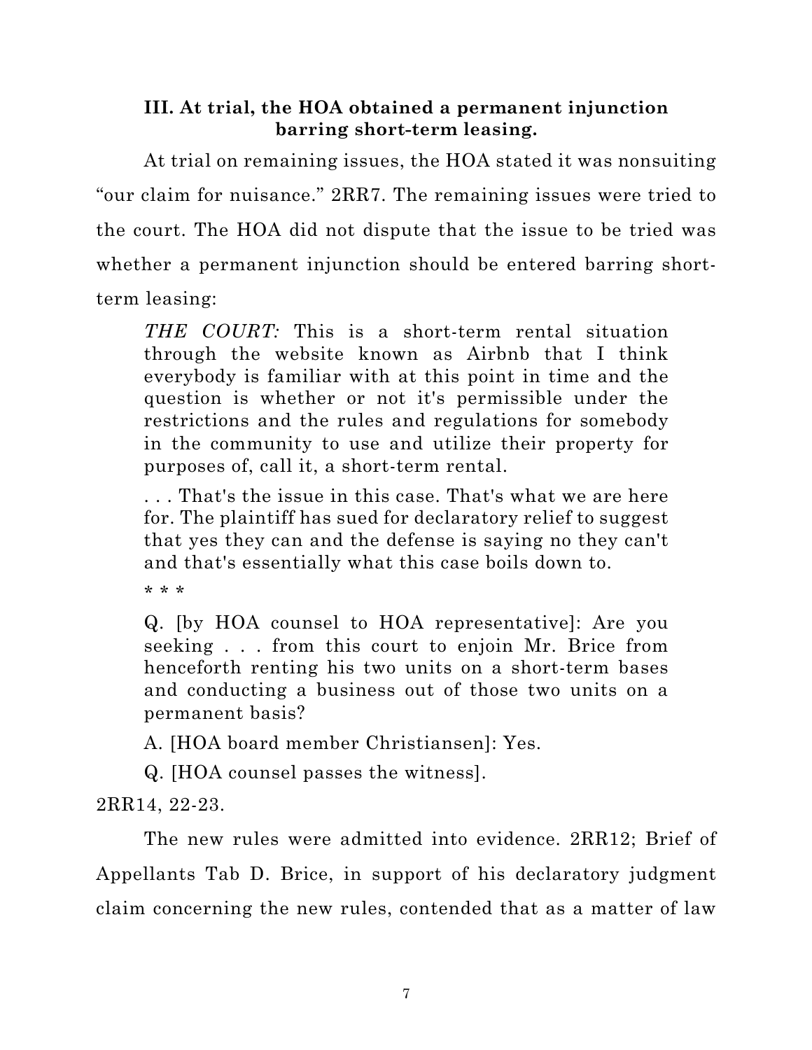### III. At trial, the HOA obtained a permanent injunction barring short-term leasing.

At trial on remaining issues, the HOA stated it was nonsuiting "our claim for nuisance." 2RR7. The remaining issues were tried to the court. The HOA did not dispute that the issue to be tried was whether a permanent injunction should be entered barring short-term leasing:

> *THE COURT:* This is a short-term rental situation through the website known as Airbnb that I think everybody is familiar with at this point in time and the question is whether or not it's permissible under the restrictions and the rules and regulations for somebody in the community to use and utilize their property for purposes of, call it, a short-term rental.
>
> . . . That's the issue in this case. That's what we are here for. The plaintiff has sued for declaratory relief to suggest that yes they can and the defense is saying no they can't and that's essentially what this case boils down to.
>
> \* \* \*
>
> Q. [by HOA counsel to HOA representative]: Are you seeking . . . from this court to enjoin Mr. Brice from henceforth renting his two units on a short-term bases and conducting a business out of those two units on a permanent basis?
>
> A. [HOA board member Christiansen]: Yes.
>
> Q. [HOA counsel passes the witness].

2RR14, 22-23.

The new rules were admitted into evidence. 2RR12; Brief of Appellants Tab D. Brice, in support of his declaratory judgment claim concerning the new rules, contended that as a matter of law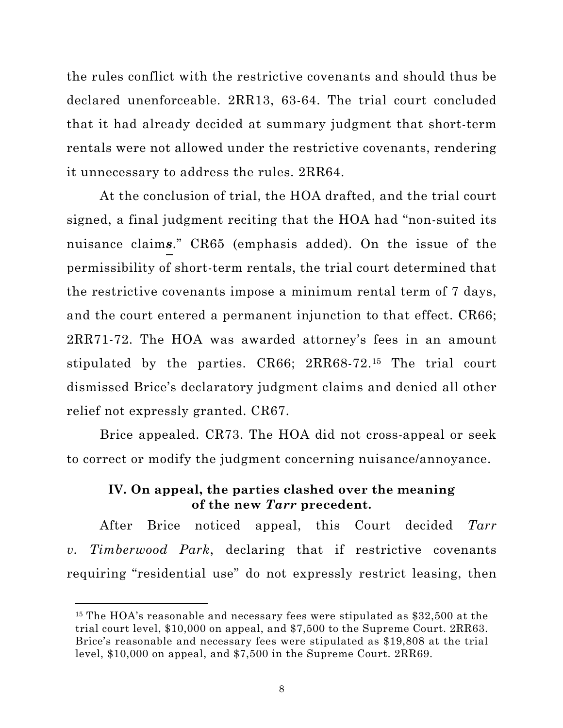the rules conflict with the restrictive covenants and should thus be declared unenforceable. 2RR13, 63-64. The trial court concluded that it had already decided at summary judgment that short-term rentals were not allowed under the restrictive covenants, rendering it unnecessary to address the rules. 2RR64.

At the conclusion of trial, the HOA drafted, and the trial court signed, a final judgment reciting that the HOA had "non-suited its nuisance claim***s***." CR65 (emphasis added). On the issue of the permissibility of short-term rentals, the trial court determined that the restrictive covenants impose a minimum rental term of 7 days, and the court entered a permanent injunction to that effect. CR66; 2RR71-72. The HOA was awarded attorney's fees in an amount stipulated by the parties. CR66; 2RR68-72.[15] The trial court dismissed Brice's declaratory judgment claims and denied all other relief not expressly granted. CR67.

Brice appealed. CR73. The HOA did not cross-appeal or seek to correct or modify the judgment concerning nuisance/annoyance.

### IV. On appeal, the parties clashed over the meaning of the new *Tarr* precedent.

After Brice noticed appeal, this Court decided *Tarr v. Timberwood Park*, declaring that if restrictive covenants requiring "residential use" do not expressly restrict leasing, then

[15] The HOA's reasonable and necessary fees were stipulated as $32,500 at the trial court level, $10,000 on appeal, and $7,500 to the Supreme Court. 2RR63. Brice's reasonable and necessary fees were stipulated as $19,808 at the trial level, $10,000 on appeal, and $7,500 in the Supreme Court. 2RR69.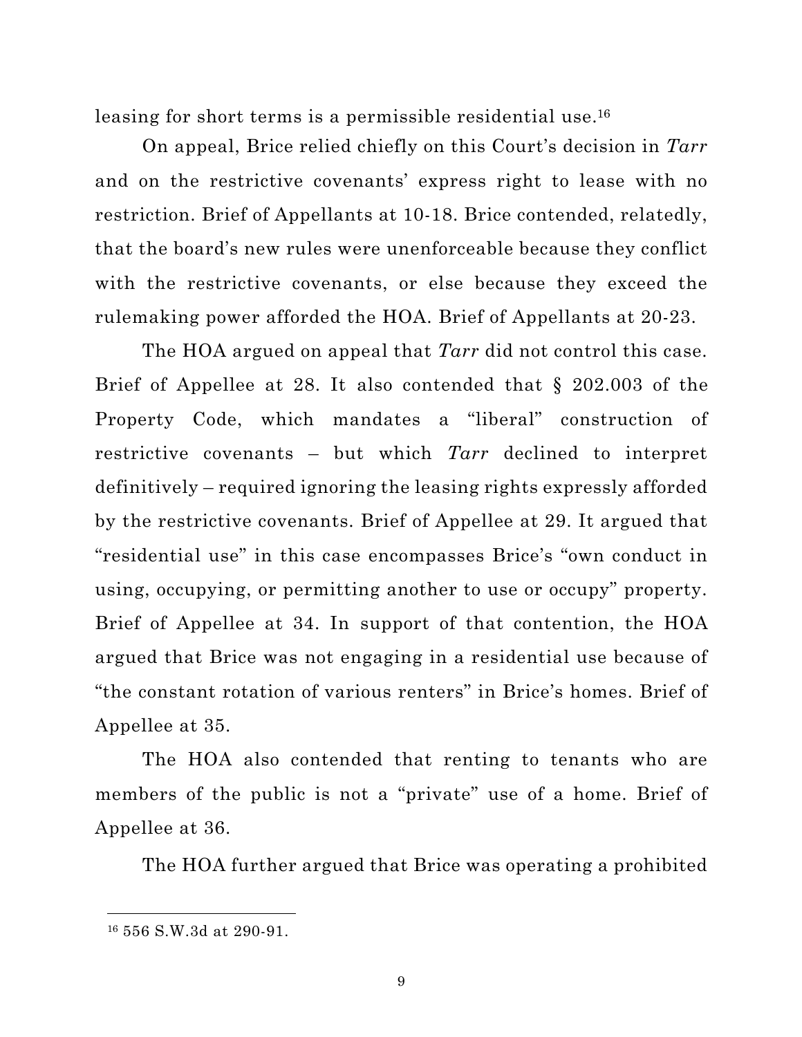leasing for short terms is a permissible residential use.[16]

On appeal, Brice relied chiefly on this Court's decision in *Tarr* and on the restrictive covenants' express right to lease with no restriction. Brief of Appellants at 10-18. Brice contended, relatedly, that the board's new rules were unenforceable because they conflict with the restrictive covenants, or else because they exceed the rulemaking power afforded the HOA. Brief of Appellants at 20-23.

The HOA argued on appeal that *Tarr* did not control this case. Brief of Appellee at 28. It also contended that § 202.003 of the Property Code, which mandates a "liberal" construction of restrictive covenants – but which *Tarr* declined to interpret definitively – required ignoring the leasing rights expressly afforded by the restrictive covenants. Brief of Appellee at 29. It argued that "residential use" in this case encompasses Brice's "own conduct in using, occupying, or permitting another to use or occupy" property. Brief of Appellee at 34. In support of that contention, the HOA argued that Brice was not engaging in a residential use because of "the constant rotation of various renters" in Brice's homes. Brief of Appellee at 35.

The HOA also contended that renting to tenants who are members of the public is not a "private" use of a home. Brief of Appellee at 36.

The HOA further argued that Brice was operating a prohibited

---

[16] 556 S.W.3d at 290-91.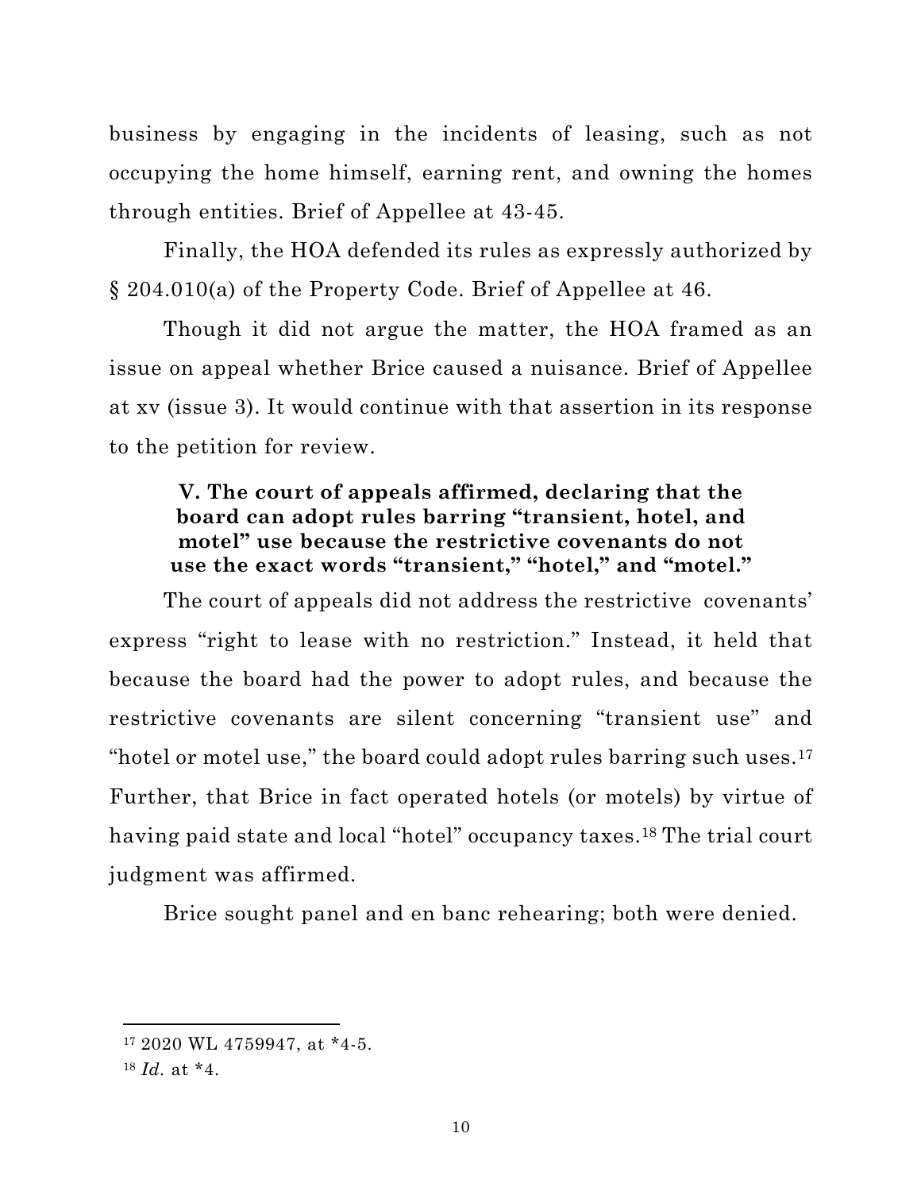business by engaging in the incidents of leasing, such as not occupying the home himself, earning rent, and owning the homes through entities. Brief of Appellee at 43-45.

Finally, the HOA defended its rules as expressly authorized by § 204.010(a) of the Property Code. Brief of Appellee at 46.

Though it did not argue the matter, the HOA framed as an issue on appeal whether Brice caused a nuisance. Brief of Appellee at xv (issue 3). It would continue with that assertion in its response to the petition for review.

### V. The court of appeals affirmed, declaring that the board can adopt rules barring "transient, hotel, and motel" use because the restrictive covenants do not use the exact words "transient," "hotel," and "motel."

The court of appeals did not address the restrictive covenants' express "right to lease with no restriction." Instead, it held that because the board had the power to adopt rules, and because the restrictive covenants are silent concerning "transient use" and "hotel or motel use," the board could adopt rules barring such uses.[17] Further, that Brice in fact operated hotels (or motels) by virtue of having paid state and local "hotel" occupancy taxes.[18] The trial court judgment was affirmed.

Brice sought panel and en banc rehearing; both were denied.

---

[17] 2020 WL 4759947, at *4-5.

[18] *Id.* at *4.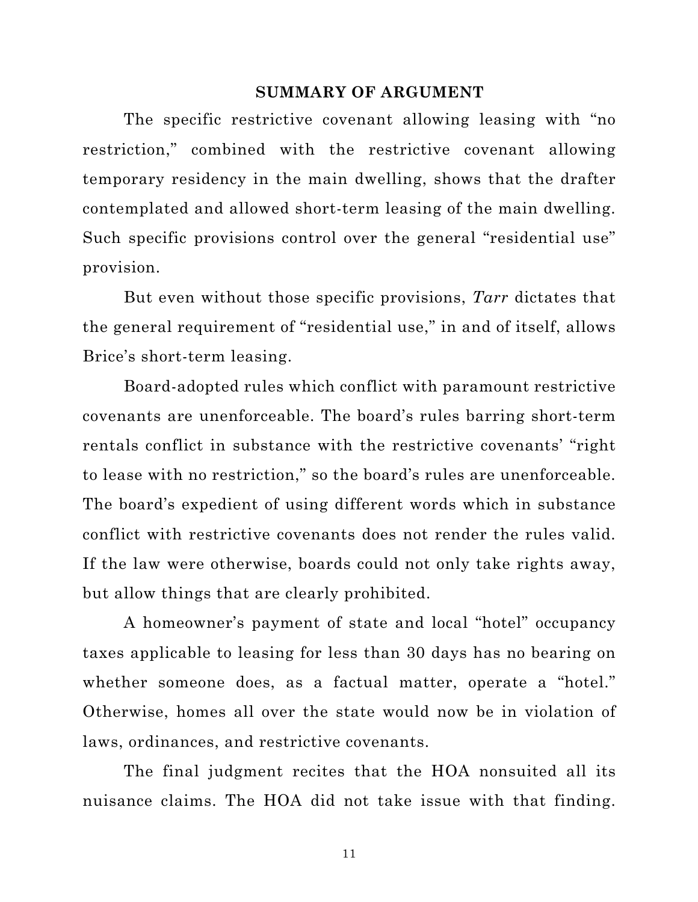## SUMMARY OF ARGUMENT

The specific restrictive covenant allowing leasing with "no restriction," combined with the restrictive covenant allowing temporary residency in the main dwelling, shows that the drafter contemplated and allowed short-term leasing of the main dwelling. Such specific provisions control over the general "residential use" provision.

But even without those specific provisions, *Tarr* dictates that the general requirement of "residential use," in and of itself, allows Brice's short-term leasing.

Board-adopted rules which conflict with paramount restrictive covenants are unenforceable. The board's rules barring short-term rentals conflict in substance with the restrictive covenants' "right to lease with no restriction," so the board's rules are unenforceable. The board's expedient of using different words which in substance conflict with restrictive covenants does not render the rules valid. If the law were otherwise, boards could not only take rights away, but allow things that are clearly prohibited.

A homeowner's payment of state and local "hotel" occupancy taxes applicable to leasing for less than 30 days has no bearing on whether someone does, as a factual matter, operate a "hotel." Otherwise, homes all over the state would now be in violation of laws, ordinances, and restrictive covenants.

The final judgment recites that the HOA nonsuited all its nuisance claims. The HOA did not take issue with that finding.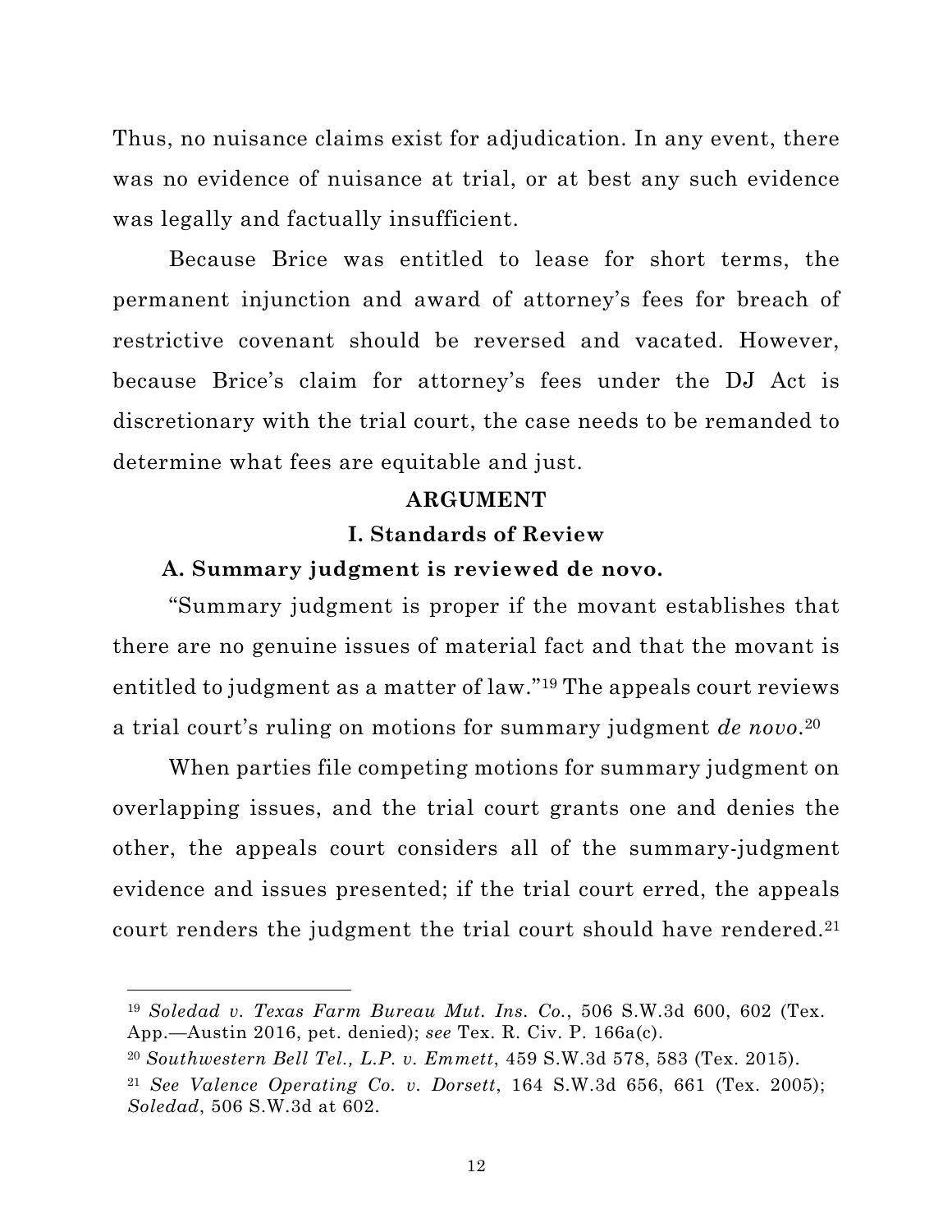Thus, no nuisance claims exist for adjudication. In any event, there was no evidence of nuisance at trial, or at best any such evidence was legally and factually insufficient.

Because Brice was entitled to lease for short terms, the permanent injunction and award of attorney's fees for breach of restrictive covenant should be reversed and vacated. However, because Brice's claim for attorney's fees under the DJ Act is discretionary with the trial court, the case needs to be remanded to determine what fees are equitable and just.

## ARGUMENT

### I. Standards of Review

#### A. Summary judgment is reviewed de novo.

"Summary judgment is proper if the movant establishes that there are no genuine issues of material fact and that the movant is entitled to judgment as a matter of law."[19] The appeals court reviews a trial court's ruling on motions for summary judgment *de novo*.[20]

When parties file competing motions for summary judgment on overlapping issues, and the trial court grants one and denies the other, the appeals court considers all of the summary-judgment evidence and issues presented; if the trial court erred, the appeals court renders the judgment the trial court should have rendered.[21]

---

[19] *Soledad v. Texas Farm Bureau Mut. Ins. Co.*, 506 S.W.3d 600, 602 (Tex. App.—Austin 2016, pet. denied); *see* Tex. R. Civ. P. 166a(c).

[20] *Southwestern Bell Tel., L.P. v. Emmett*, 459 S.W.3d 578, 583 (Tex. 2015).

[21] *See Valence Operating Co. v. Dorsett*, 164 S.W.3d 656, 661 (Tex. 2005); *Soledad*, 506 S.W.3d at 602.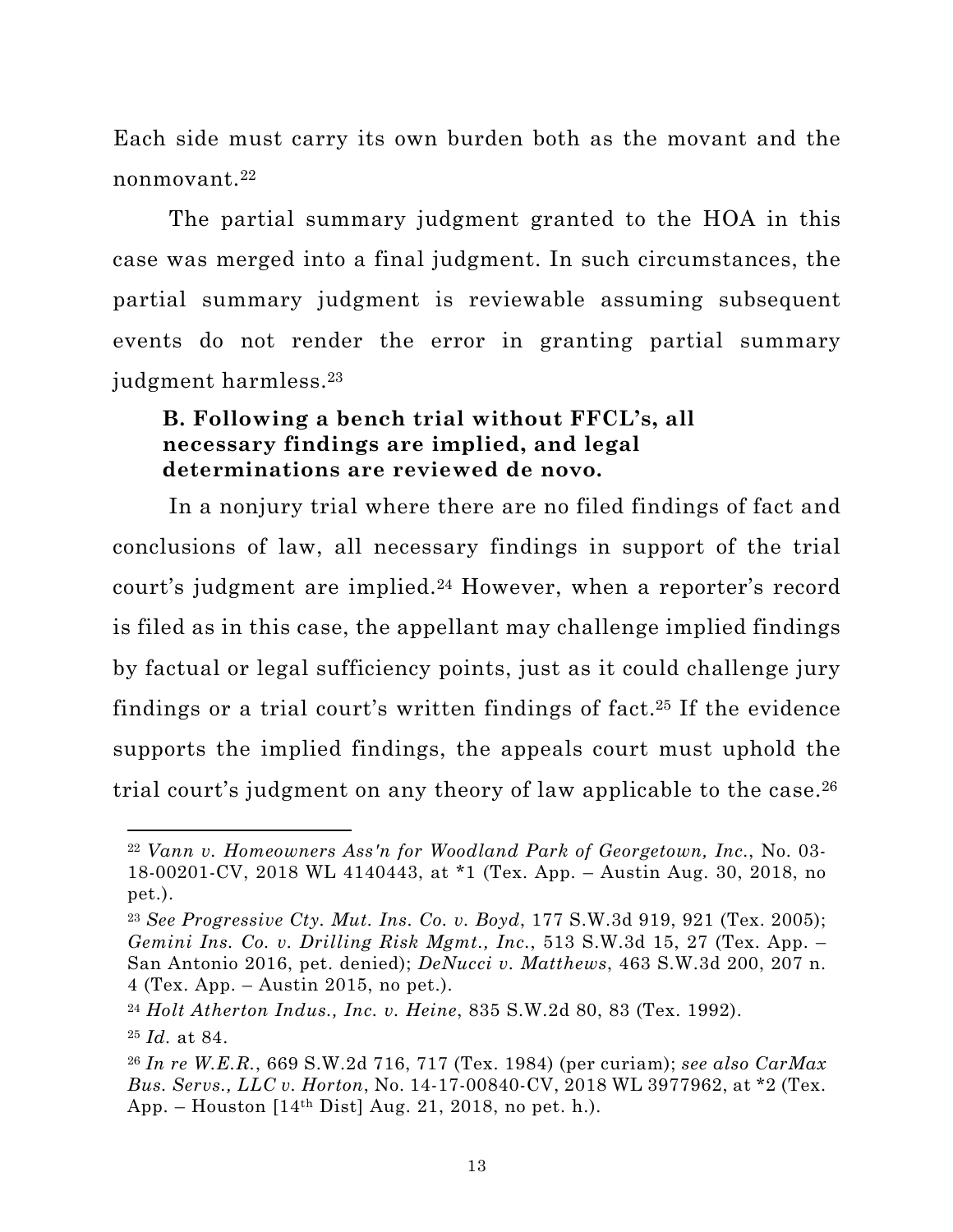Each side must carry its own burden both as the movant and the nonmovant.[22]

The partial summary judgment granted to the HOA in this case was merged into a final judgment. In such circumstances, the partial summary judgment is reviewable assuming subsequent events do not render the error in granting partial summary judgment harmless.[23]

**B. Following a bench trial without FFCL's, all necessary findings are implied, and legal determinations are reviewed de novo.**

In a nonjury trial where there are no filed findings of fact and conclusions of law, all necessary findings in support of the trial court's judgment are implied.[24] However, when a reporter's record is filed as in this case, the appellant may challenge implied findings by factual or legal sufficiency points, just as it could challenge jury findings or a trial court's written findings of fact.[25] If the evidence supports the implied findings, the appeals court must uphold the trial court's judgment on any theory of law applicable to the case.[26]

---

[22] *Vann v. Homeowners Ass'n for Woodland Park of Georgetown, Inc.*, No. 03-18-00201-CV, 2018 WL 4140443, at *1 (Tex. App. – Austin Aug. 30, 2018, no pet.).

[23] *See Progressive Cty. Mut. Ins. Co. v. Boyd*, 177 S.W.3d 919, 921 (Tex. 2005); *Gemini Ins. Co. v. Drilling Risk Mgmt., Inc.*, 513 S.W.3d 15, 27 (Tex. App. – San Antonio 2016, pet. denied); *DeNucci v. Matthews*, 463 S.W.3d 200, 207 n. 4 (Tex. App. – Austin 2015, no pet.).

[24] *Holt Atherton Indus., Inc. v. Heine*, 835 S.W.2d 80, 83 (Tex. 1992).

[25] *Id.* at 84.

[26] *In re W.E.R.*, 669 S.W.2d 716, 717 (Tex. 1984) (per curiam); *see also CarMax Bus. Servs., LLC v. Horton*, No. 14-17-00840-CV, 2018 WL 3977962, at *2 (Tex. App. – Houston [14th Dist] Aug. 21, 2018, no pet. h.).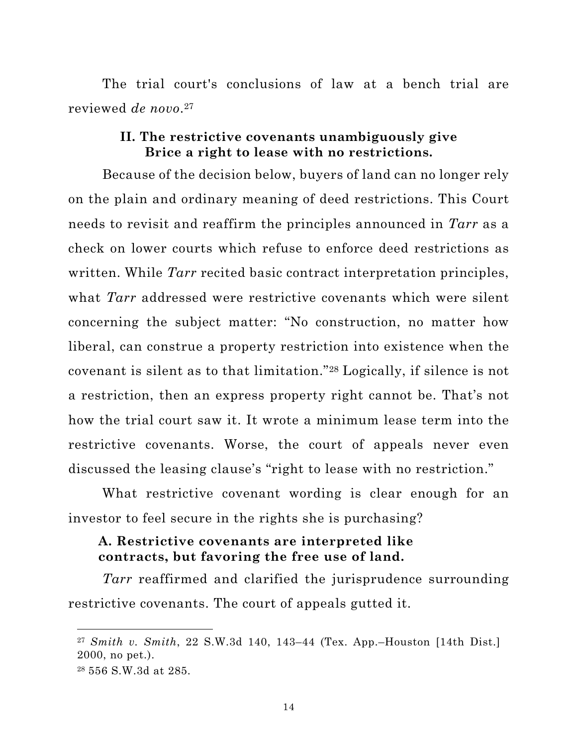The trial court's conclusions of law at a bench trial are reviewed *de novo*.[27]

## II. The restrictive covenants unambiguously give Brice a right to lease with no restrictions.

Because of the decision below, buyers of land can no longer rely on the plain and ordinary meaning of deed restrictions. This Court needs to revisit and reaffirm the principles announced in *Tarr* as a check on lower courts which refuse to enforce deed restrictions as written. While *Tarr* recited basic contract interpretation principles, what *Tarr* addressed were restrictive covenants which were silent concerning the subject matter: "No construction, no matter how liberal, can construe a property restriction into existence when the covenant is silent as to that limitation."[28] Logically, if silence is not a restriction, then an express property right cannot be. That's not how the trial court saw it. It wrote a minimum lease term into the restrictive covenants. Worse, the court of appeals never even discussed the leasing clause's "right to lease with no restriction."

What restrictive covenant wording is clear enough for an investor to feel secure in the rights she is purchasing?

### A. Restrictive covenants are interpreted like contracts, but favoring the free use of land.

*Tarr* reaffirmed and clarified the jurisprudence surrounding restrictive covenants. The court of appeals gutted it.

---

[27] *Smith v. Smith*, 22 S.W.3d 140, 143–44 (Tex. App.–Houston [14th Dist.] 2000, no pet.).

[28] 556 S.W.3d at 285.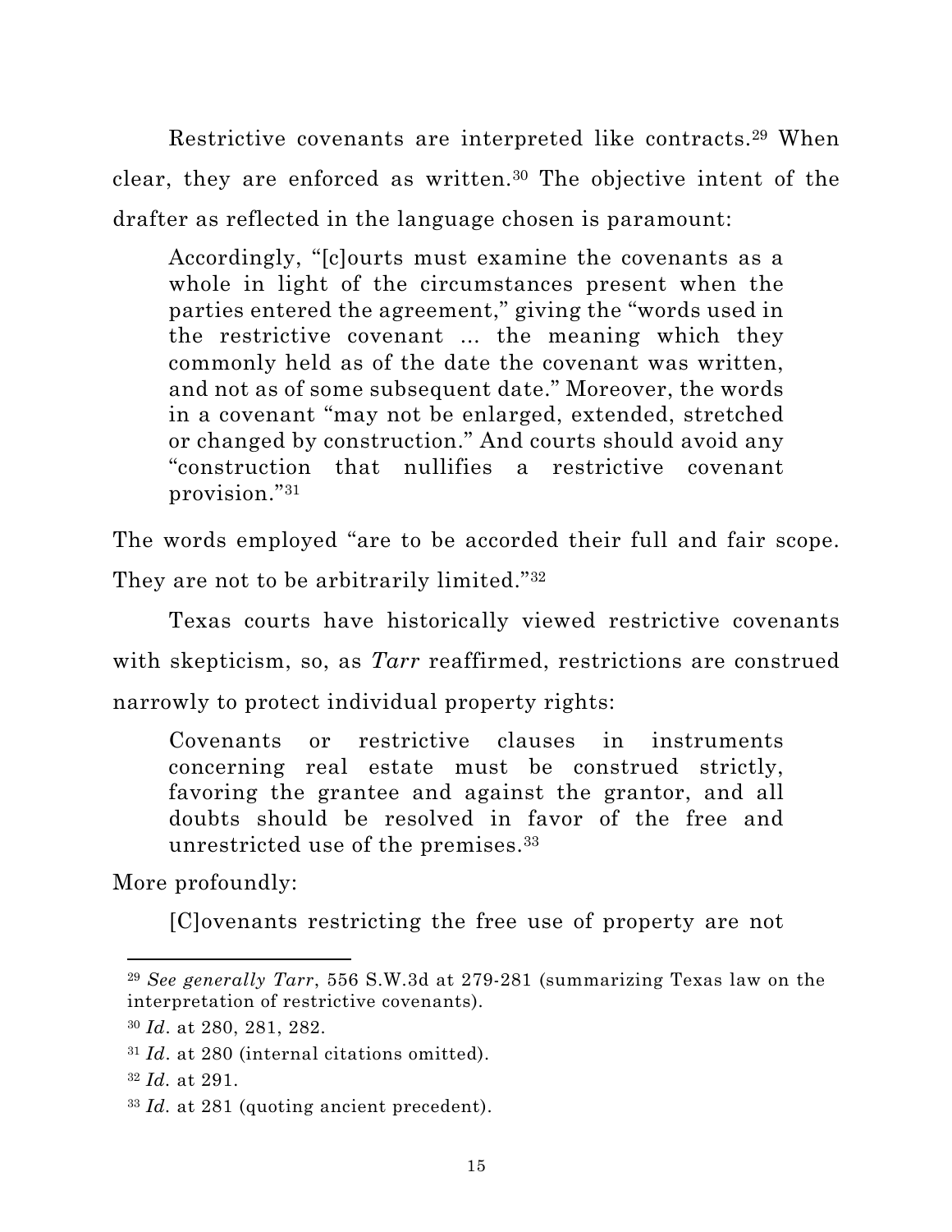Restrictive covenants are interpreted like contracts.[29] When clear, they are enforced as written.[30] The objective intent of the drafter as reflected in the language chosen is paramount:

> Accordingly, "[c]ourts must examine the covenants as a whole in light of the circumstances present when the parties entered the agreement," giving the "words used in the restrictive covenant ... the meaning which they commonly held as of the date the covenant was written, and not as of some subsequent date." Moreover, the words in a covenant "may not be enlarged, extended, stretched or changed by construction." And courts should avoid any "construction that nullifies a restrictive covenant provision."[31]

The words employed "are to be accorded their full and fair scope. They are not to be arbitrarily limited."[32]

Texas courts have historically viewed restrictive covenants with skepticism, so, as *Tarr* reaffirmed, restrictions are construed narrowly to protect individual property rights:

> Covenants or restrictive clauses in instruments concerning real estate must be construed strictly, favoring the grantee and against the grantor, and all doubts should be resolved in favor of the free and unrestricted use of the premises.[33]

More profoundly:

> [C]ovenants restricting the free use of property are not

---

[29] *See generally Tarr*, 556 S.W.3d at 279-281 (summarizing Texas law on the interpretation of restrictive covenants).

[30] *Id*. at 280, 281, 282.

[31] *Id*. at 280 (internal citations omitted).

[32] *Id.* at 291.

[33] *Id.* at 281 (quoting ancient precedent).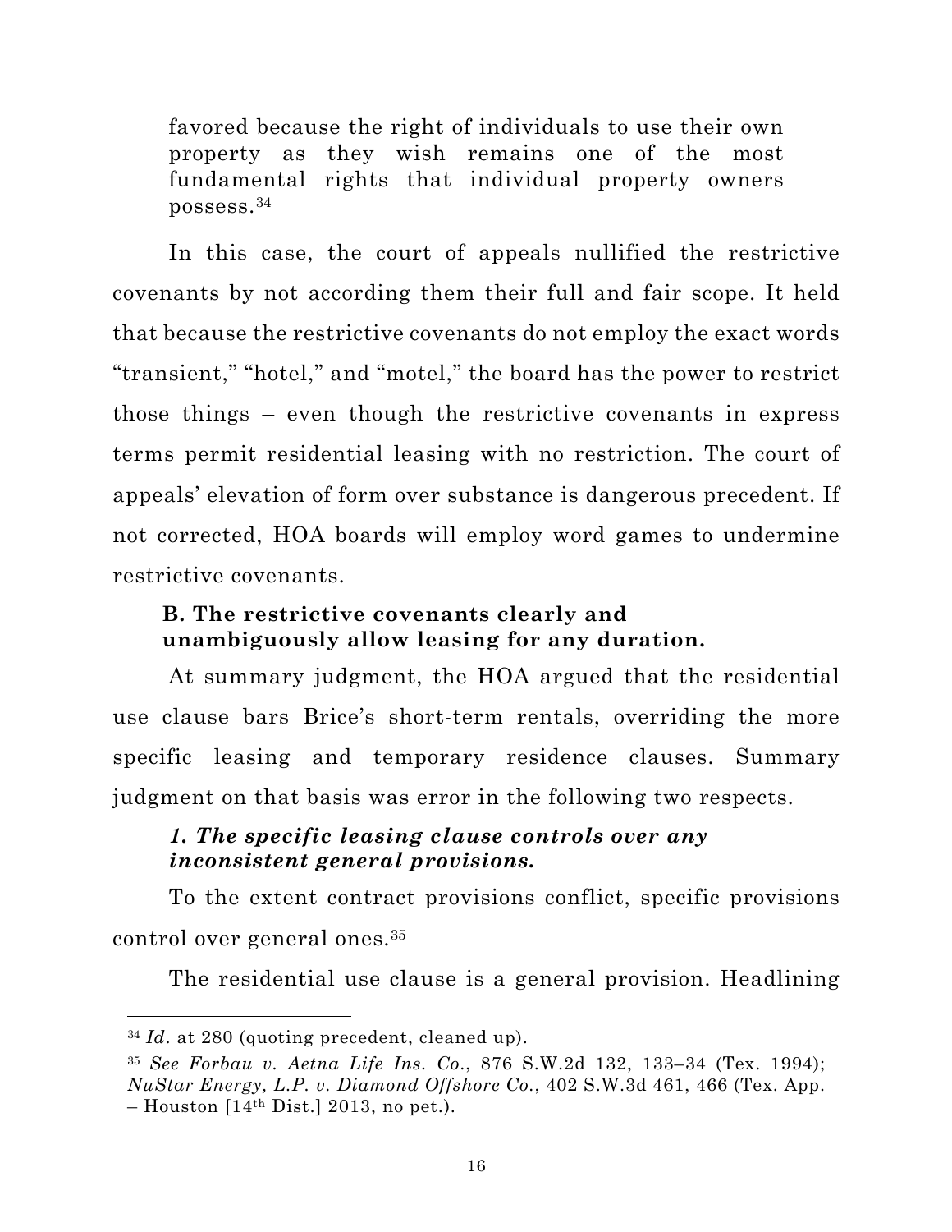> favored because the right of individuals to use their own property as they wish remains one of the most fundamental rights that individual property owners possess.[34]

In this case, the court of appeals nullified the restrictive covenants by not according them their full and fair scope. It held that because the restrictive covenants do not employ the exact words "transient," "hotel," and "motel," the board has the power to restrict those things – even though the restrictive covenants in express terms permit residential leasing with no restriction. The court of appeals' elevation of form over substance is dangerous precedent. If not corrected, HOA boards will employ word games to undermine restrictive covenants.

**B. The restrictive covenants clearly and unambiguously allow leasing for any duration.**

At summary judgment, the HOA argued that the residential use clause bars Brice's short-term rentals, overriding the more specific leasing and temporary residence clauses. Summary judgment on that basis was error in the following two respects.

***1. The specific leasing clause controls over any inconsistent general provisions.***

To the extent contract provisions conflict, specific provisions control over general ones.[35]

The residential use clause is a general provision. Headlining

---

[34] *Id*. at 280 (quoting precedent, cleaned up).

[35] *See Forbau v. Aetna Life Ins. Co.*, 876 S.W.2d 132, 133–34 (Tex. 1994); *NuStar Energy, L.P. v. Diamond Offshore Co.*, 402 S.W.3d 461, 466 (Tex. App. – Houston [14th Dist.] 2013, no pet.).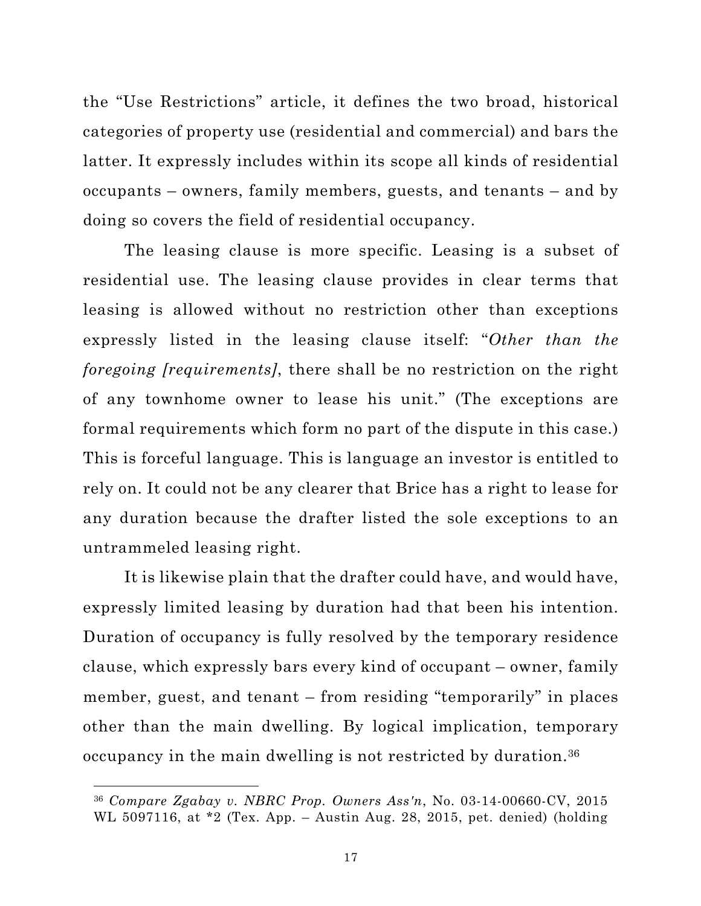the "Use Restrictions" article, it defines the two broad, historical categories of property use (residential and commercial) and bars the latter. It expressly includes within its scope all kinds of residential occupants – owners, family members, guests, and tenants – and by doing so covers the field of residential occupancy.

The leasing clause is more specific. Leasing is a subset of residential use. The leasing clause provides in clear terms that leasing is allowed without no restriction other than exceptions expressly listed in the leasing clause itself: "*Other than the foregoing [requirements]*, there shall be no restriction on the right of any townhome owner to lease his unit." (The exceptions are formal requirements which form no part of the dispute in this case.) This is forceful language. This is language an investor is entitled to rely on. It could not be any clearer that Brice has a right to lease for any duration because the drafter listed the sole exceptions to an untrammeled leasing right.

It is likewise plain that the drafter could have, and would have, expressly limited leasing by duration had that been his intention. Duration of occupancy is fully resolved by the temporary residence clause, which expressly bars every kind of occupant – owner, family member, guest, and tenant – from residing "temporarily" in places other than the main dwelling. By logical implication, temporary occupancy in the main dwelling is not restricted by duration.[36]

---

[36] *Compare Zgabay v. NBRC Prop. Owners Ass'n*, No. 03-14-00660-CV, 2015 WL 5097116, at *2 (Tex. App. – Austin Aug. 28, 2015, pet. denied) (holding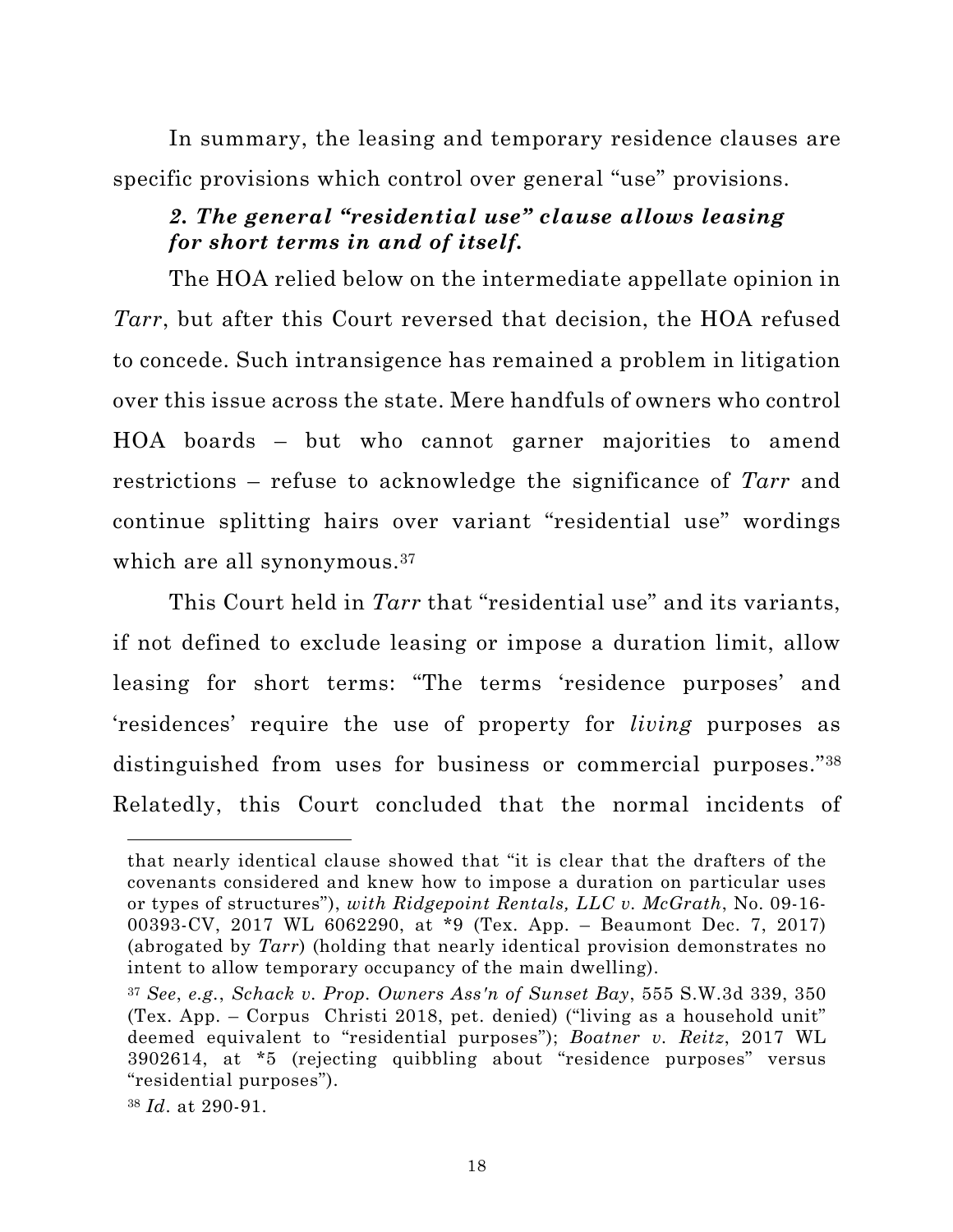In summary, the leasing and temporary residence clauses are specific provisions which control over general "use" provisions.

### *2. The general "residential use" clause allows leasing for short terms in and of itself.*

The HOA relied below on the intermediate appellate opinion in *Tarr*, but after this Court reversed that decision, the HOA refused to concede. Such intransigence has remained a problem in litigation over this issue across the state. Mere handfuls of owners who control HOA boards – but who cannot garner majorities to amend restrictions – refuse to acknowledge the significance of *Tarr* and continue splitting hairs over variant "residential use" wordings which are all synonymous.[37]

This Court held in *Tarr* that "residential use" and its variants, if not defined to exclude leasing or impose a duration limit, allow leasing for short terms: "The terms 'residence purposes' and 'residences' require the use of property for *living* purposes as distinguished from uses for business or commercial purposes."[38] Relatedly, this Court concluded that the normal incidents of

---

that nearly identical clause showed that "it is clear that the drafters of the covenants considered and knew how to impose a duration on particular uses or types of structures"), *with Ridgepoint Rentals, LLC v. McGrath*, No. 09-16-00393-CV, 2017 WL 6062290, at *9 (Tex. App. – Beaumont Dec. 7, 2017) (abrogated by *Tarr*) (holding that nearly identical provision demonstrates no intent to allow temporary occupancy of the main dwelling).

[37] *See*, *e.g.*, *Schack v. Prop. Owners Ass'n of Sunset Bay*, 555 S.W.3d 339, 350 (Tex. App. – Corpus Christi 2018, pet. denied) ("living as a household unit" deemed equivalent to "residential purposes"); *Boatner v. Reitz*, 2017 WL 3902614, at *5 (rejecting quibbling about "residence purposes" versus "residential purposes").

[38] *Id*. at 290-91.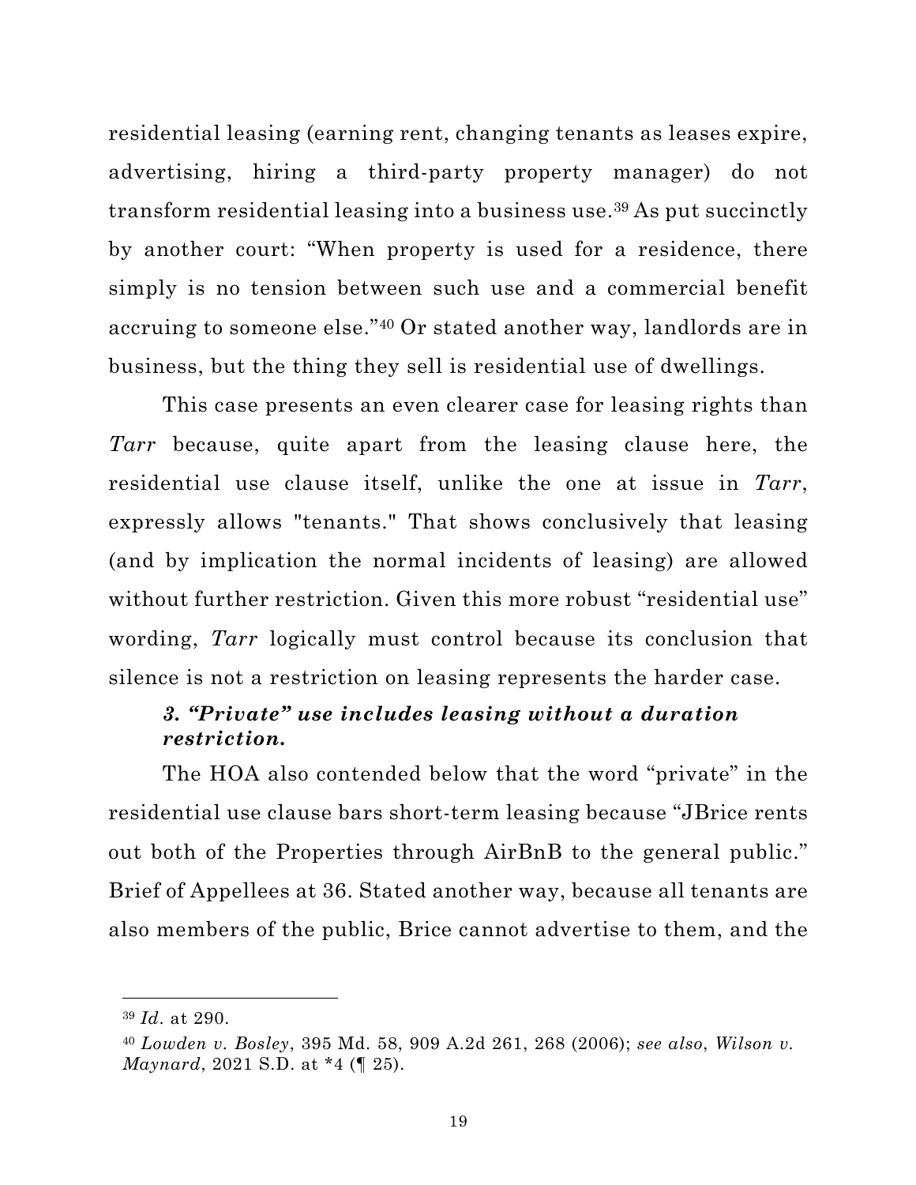residential leasing (earning rent, changing tenants as leases expire, advertising, hiring a third-party property manager) do not transform residential leasing into a business use.[39] As put succinctly by another court: "When property is used for a residence, there simply is no tension between such use and a commercial benefit accruing to someone else."[40] Or stated another way, landlords are in business, but the thing they sell is residential use of dwellings.

This case presents an even clearer case for leasing rights than *Tarr* because, quite apart from the leasing clause here, the residential use clause itself, unlike the one at issue in *Tarr*, expressly allows "tenants." That shows conclusively that leasing (and by implication the normal incidents of leasing) are allowed without further restriction. Given this more robust "residential use" wording, *Tarr* logically must control because its conclusion that silence is not a restriction on leasing represents the harder case.

### *3. "Private" use includes leasing without a duration restriction.*

The HOA also contended below that the word "private" in the residential use clause bars short-term leasing because "JBrice rents out both of the Properties through AirBnB to the general public." Brief of Appellees at 36. Stated another way, because all tenants are also members of the public, Brice cannot advertise to them, and the

---

[39] *Id*. at 290.

[40] *Lowden v. Bosley*, 395 Md. 58, 909 A.2d 261, 268 (2006); *see also*, *Wilson v. Maynard*, 2021 S.D. at *4 (¶ 25).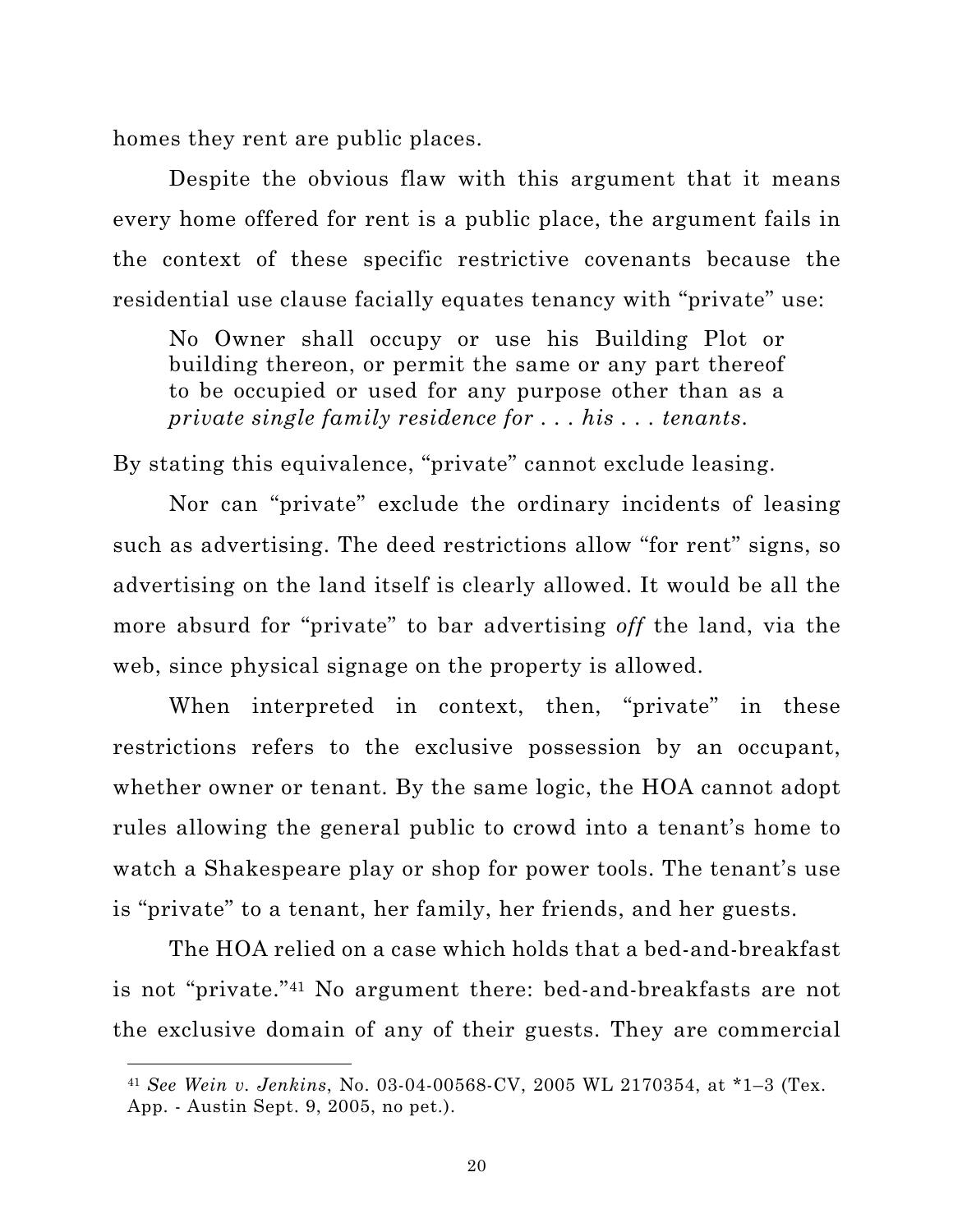homes they rent are public places.

Despite the obvious flaw with this argument that it means every home offered for rent is a public place, the argument fails in the context of these specific restrictive covenants because the residential use clause facially equates tenancy with "private" use:

> No Owner shall occupy or use his Building Plot or building thereon, or permit the same or any part thereof to be occupied or used for any purpose other than as a *private single family residence for . . . his . . . tenants*.

By stating this equivalence, "private" cannot exclude leasing.

Nor can "private" exclude the ordinary incidents of leasing such as advertising. The deed restrictions allow "for rent" signs, so advertising on the land itself is clearly allowed. It would be all the more absurd for "private" to bar advertising *off* the land, via the web, since physical signage on the property is allowed.

When interpreted in context, then, "private" in these restrictions refers to the exclusive possession by an occupant, whether owner or tenant. By the same logic, the HOA cannot adopt rules allowing the general public to crowd into a tenant's home to watch a Shakespeare play or shop for power tools. The tenant's use is "private" to a tenant, her family, her friends, and her guests.

The HOA relied on a case which holds that a bed-and-breakfast is not "private."[41] No argument there: bed-and-breakfasts are not the exclusive domain of any of their guests. They are commercial

---

[41] *See Wein v. Jenkins*, No. 03-04-00568-CV, 2005 WL 2170354, at *1–3 (Tex. App. - Austin Sept. 9, 2005, no pet.).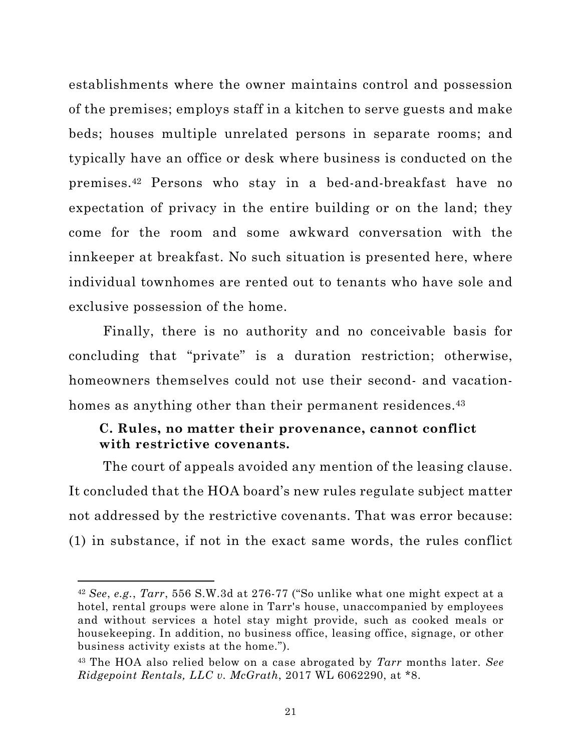establishments where the owner maintains control and possession of the premises; employs staff in a kitchen to serve guests and make beds; houses multiple unrelated persons in separate rooms; and typically have an office or desk where business is conducted on the premises.[42] Persons who stay in a bed-and-breakfast have no expectation of privacy in the entire building or on the land; they come for the room and some awkward conversation with the innkeeper at breakfast. No such situation is presented here, where individual townhomes are rented out to tenants who have sole and exclusive possession of the home.

Finally, there is no authority and no conceivable basis for concluding that "private" is a duration restriction; otherwise, homeowners themselves could not use their second- and vacation-homes as anything other than their permanent residences.[43]

### C. Rules, no matter their provenance, cannot conflict with restrictive covenants.

The court of appeals avoided any mention of the leasing clause. It concluded that the HOA board's new rules regulate subject matter not addressed by the restrictive covenants. That was error because: (1) in substance, if not in the exact same words, the rules conflict

---

[42] *See*, *e.g.*, *Tarr*, 556 S.W.3d at 276-77 ("So unlike what one might expect at a hotel, rental groups were alone in Tarr's house, unaccompanied by employees and without services a hotel stay might provide, such as cooked meals or housekeeping. In addition, no business office, leasing office, signage, or other business activity exists at the home.").

[43] The HOA also relied below on a case abrogated by *Tarr* months later. *See Ridgepoint Rentals, LLC v. McGrath*, 2017 WL 6062290, at *8.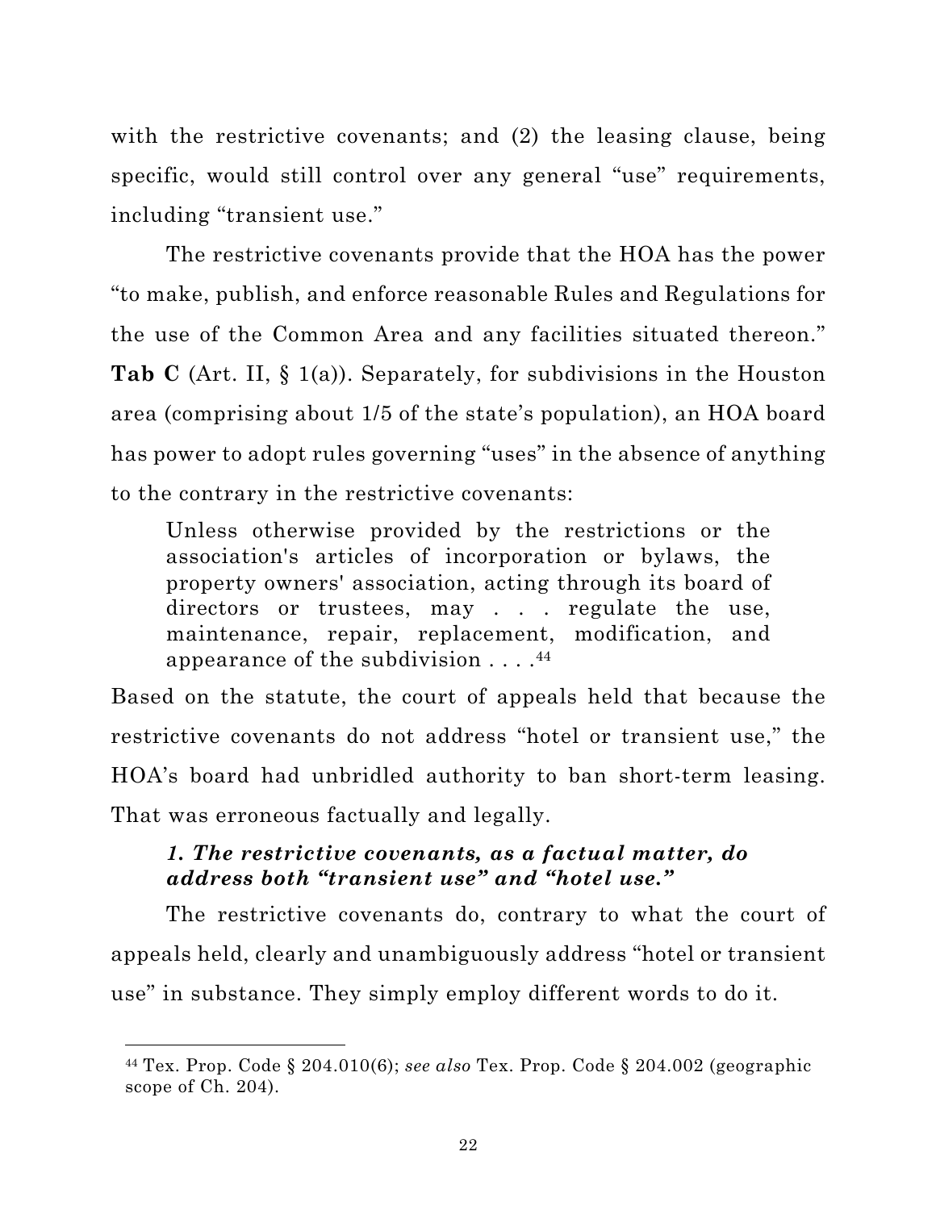with the restrictive covenants; and (2) the leasing clause, being specific, would still control over any general "use" requirements, including "transient use."

The restrictive covenants provide that the HOA has the power "to make, publish, and enforce reasonable Rules and Regulations for the use of the Common Area and any facilities situated thereon." **Tab C** (Art. II, § 1(a)). Separately, for subdivisions in the Houston area (comprising about 1/5 of the state's population), an HOA board has power to adopt rules governing "uses" in the absence of anything to the contrary in the restrictive covenants:

> Unless otherwise provided by the restrictions or the association's articles of incorporation or bylaws, the property owners' association, acting through its board of directors or trustees, may . . . regulate the use, maintenance, repair, replacement, modification, and appearance of the subdivision . . . .[44]

Based on the statute, the court of appeals held that because the restrictive covenants do not address "hotel or transient use," the HOA's board had unbridled authority to ban short-term leasing. That was erroneous factually and legally.

### *1. The restrictive covenants, as a factual matter, do address both "transient use" and "hotel use."*

The restrictive covenants do, contrary to what the court of appeals held, clearly and unambiguously address "hotel or transient use" in substance. They simply employ different words to do it.

---

[44] Tex. Prop. Code § 204.010(6); *see also* Tex. Prop. Code § 204.002 (geographic scope of Ch. 204).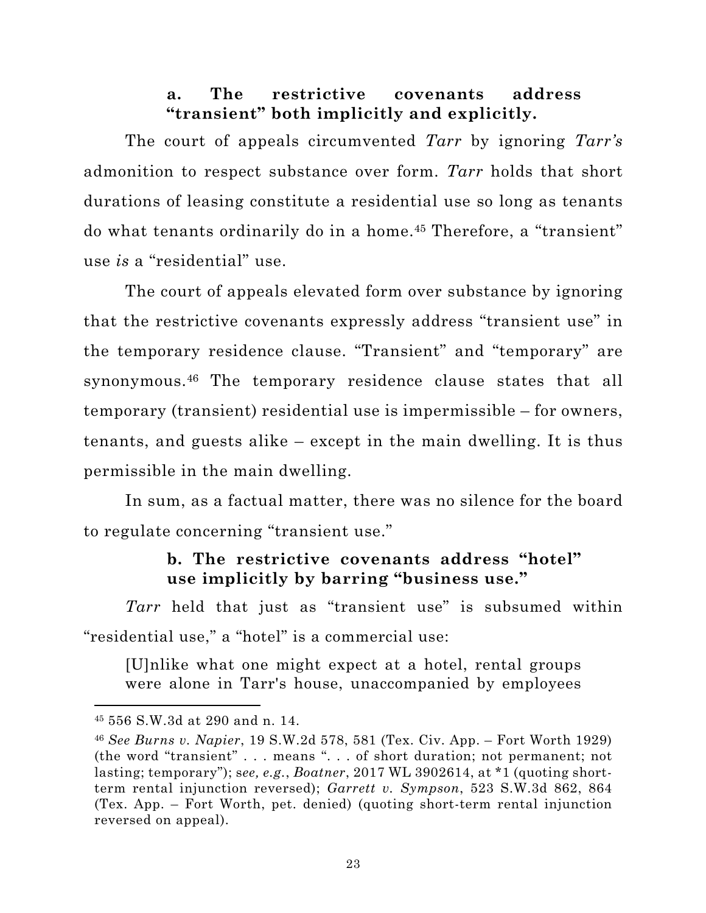#### a. The restrictive covenants address "transient" both implicitly and explicitly.

The court of appeals circumvented *Tarr* by ignoring *Tarr's* admonition to respect substance over form. *Tarr* holds that short durations of leasing constitute a residential use so long as tenants do what tenants ordinarily do in a home.[45] Therefore, a "transient" use *is* a "residential" use.

The court of appeals elevated form over substance by ignoring that the restrictive covenants expressly address "transient use" in the temporary residence clause. "Transient" and "temporary" are synonymous.[46] The temporary residence clause states that all temporary (transient) residential use is impermissible – for owners, tenants, and guests alike – except in the main dwelling. It is thus permissible in the main dwelling.

In sum, as a factual matter, there was no silence for the board to regulate concerning "transient use."

#### b. The restrictive covenants address "hotel" use implicitly by barring "business use."

*Tarr* held that just as "transient use" is subsumed within "residential use," a "hotel" is a commercial use:

> [U]nlike what one might expect at a hotel, rental groups were alone in Tarr's house, unaccompanied by employees

---

[45] 556 S.W.3d at 290 and n. 14.

[46] *See Burns v. Napier*, 19 S.W.2d 578, 581 (Tex. Civ. App. – Fort Worth 1929) (the word "transient" . . . means ". . . of short duration; not permanent; not lasting; temporary"); s*ee, e.g.*, *Boatner*, 2017 WL 3902614, at *1 (quoting short-term rental injunction reversed); *Garrett v. Sympson*, 523 S.W.3d 862, 864 (Tex. App. – Fort Worth, pet. denied) (quoting short-term rental injunction reversed on appeal).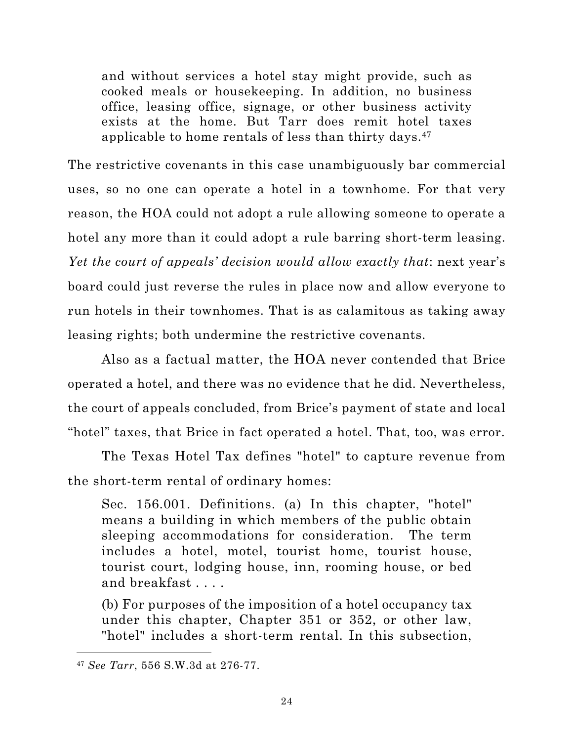> and without services a hotel stay might provide, such as cooked meals or housekeeping. In addition, no business office, leasing office, signage, or other business activity exists at the home. But Tarr does remit hotel taxes applicable to home rentals of less than thirty days.[47]

The restrictive covenants in this case unambiguously bar commercial uses, so no one can operate a hotel in a townhome. For that very reason, the HOA could not adopt a rule allowing someone to operate a hotel any more than it could adopt a rule barring short-term leasing. *Yet the court of appeals' decision would allow exactly that*: next year's board could just reverse the rules in place now and allow everyone to run hotels in their townhomes. That is as calamitous as taking away leasing rights; both undermine the restrictive covenants.

Also as a factual matter, the HOA never contended that Brice operated a hotel, and there was no evidence that he did. Nevertheless, the court of appeals concluded, from Brice's payment of state and local "hotel" taxes, that Brice in fact operated a hotel. That, too, was error.

The Texas Hotel Tax defines "hotel" to capture revenue from the short-term rental of ordinary homes:

> Sec. 156.001. Definitions. (a) In this chapter, "hotel" means a building in which members of the public obtain sleeping accommodations for consideration. The term includes a hotel, motel, tourist home, tourist house, tourist court, lodging house, inn, rooming house, or bed and breakfast . . . .
>
> (b) For purposes of the imposition of a hotel occupancy tax under this chapter, Chapter 351 or 352, or other law, "hotel" includes a short-term rental. In this subsection,

---

[47] *See Tarr*, 556 S.W.3d at 276-77.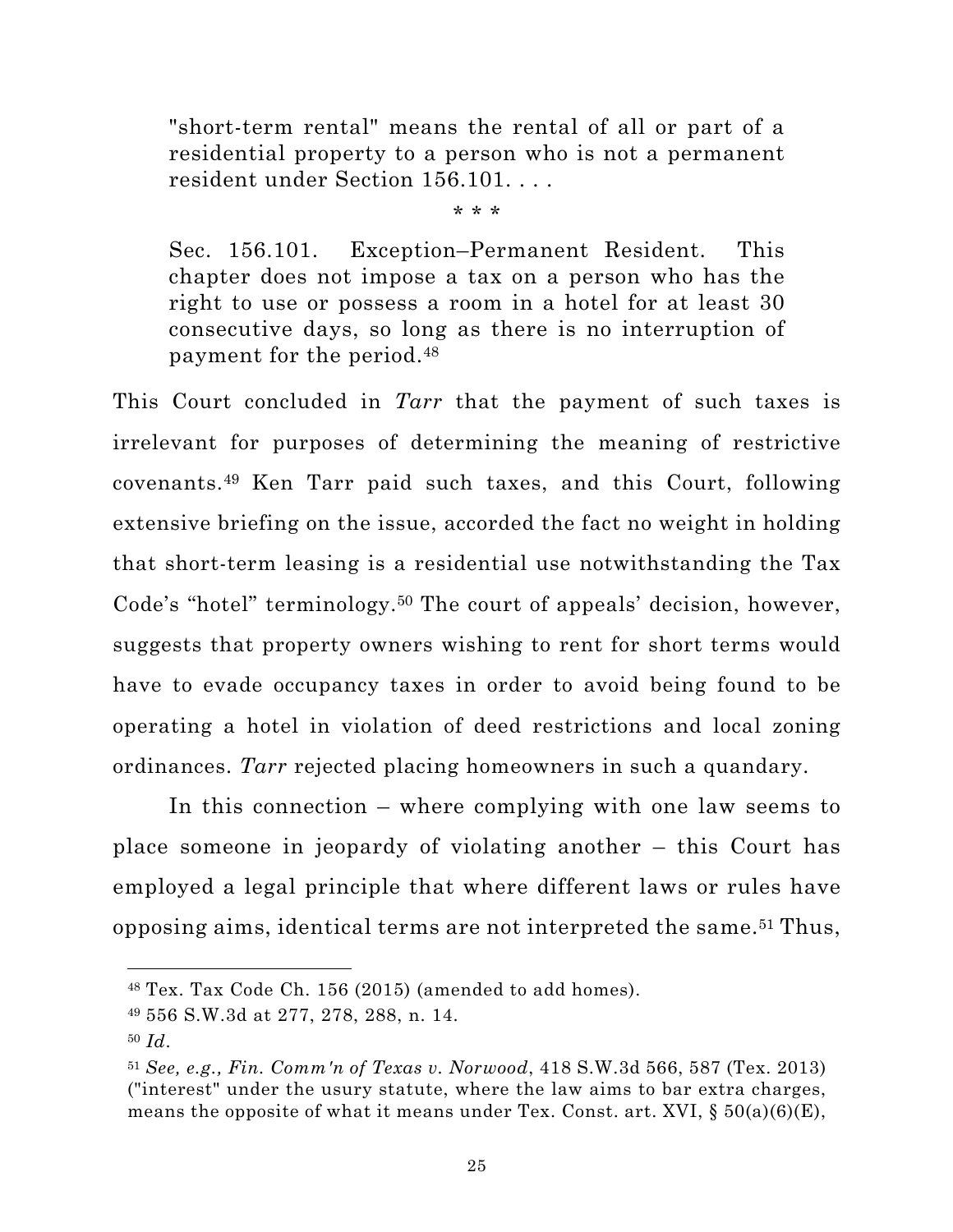> "short-term rental" means the rental of all or part of a residential property to a person who is not a permanent resident under Section 156.101. . . .
>
> \* \* \*
>
> Sec. 156.101. Exception–Permanent Resident. This chapter does not impose a tax on a person who has the right to use or possess a room in a hotel for at least 30 consecutive days, so long as there is no interruption of payment for the period.[48]

This Court concluded in *Tarr* that the payment of such taxes is irrelevant for purposes of determining the meaning of restrictive covenants.[49] Ken Tarr paid such taxes, and this Court, following extensive briefing on the issue, accorded the fact no weight in holding that short-term leasing is a residential use notwithstanding the Tax Code's "hotel" terminology.[50] The court of appeals' decision, however, suggests that property owners wishing to rent for short terms would have to evade occupancy taxes in order to avoid being found to be operating a hotel in violation of deed restrictions and local zoning ordinances. *Tarr* rejected placing homeowners in such a quandary.

In this connection – where complying with one law seems to place someone in jeopardy of violating another – this Court has employed a legal principle that where different laws or rules have opposing aims, identical terms are not interpreted the same.[51] Thus,

---

[48] Tex. Tax Code Ch. 156 (2015) (amended to add homes).

[49] 556 S.W.3d at 277, 278, 288, n. 14.

[50] *Id*.

[51] *See, e.g., Fin. Comm'n of Texas v. Norwood*, 418 S.W.3d 566, 587 (Tex. 2013) ("interest" under the usury statute, where the law aims to bar extra charges, means the opposite of what it means under Tex. Const. art. XVI, § 50(a)(6)(E),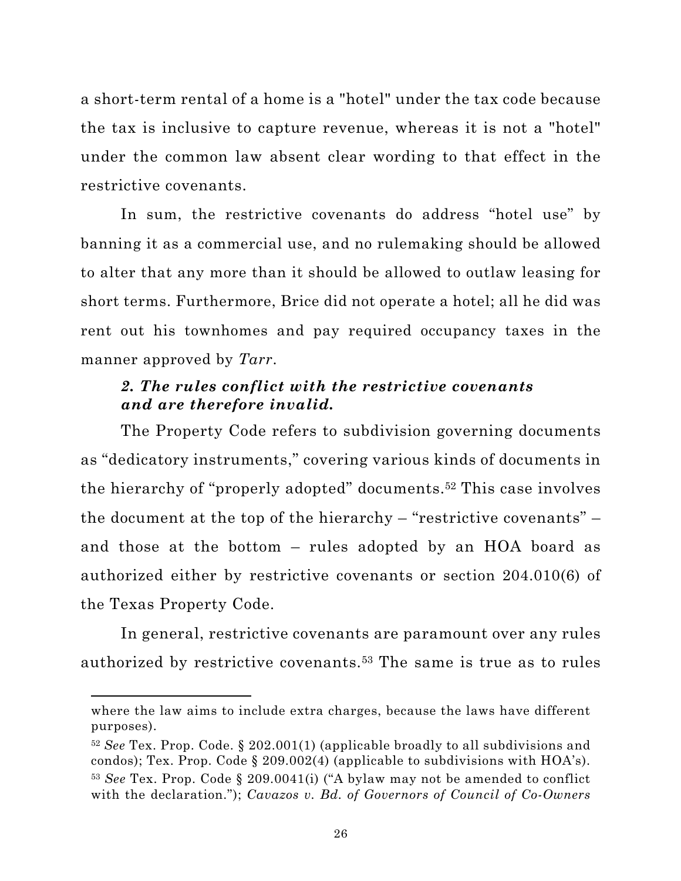a short-term rental of a home is a "hotel" under the tax code because the tax is inclusive to capture revenue, whereas it is not a "hotel" under the common law absent clear wording to that effect in the restrictive covenants.

In sum, the restrictive covenants do address "hotel use" by banning it as a commercial use, and no rulemaking should be allowed to alter that any more than it should be allowed to outlaw leasing for short terms. Furthermore, Brice did not operate a hotel; all he did was rent out his townhomes and pay required occupancy taxes in the manner approved by *Tarr*.

### *2. The rules conflict with the restrictive covenants and are therefore invalid.*

The Property Code refers to subdivision governing documents as "dedicatory instruments," covering various kinds of documents in the hierarchy of "properly adopted" documents.[52] This case involves the document at the top of the hierarchy – "restrictive covenants" – and those at the bottom – rules adopted by an HOA board as authorized either by restrictive covenants or section 204.010(6) of the Texas Property Code.

In general, restrictive covenants are paramount over any rules authorized by restrictive covenants.[53] The same is true as to rules

---

where the law aims to include extra charges, because the laws have different purposes).

[52] *See* Tex. Prop. Code. § 202.001(1) (applicable broadly to all subdivisions and condos); Tex. Prop. Code § 209.002(4) (applicable to subdivisions with HOA's).

[53] *See* Tex. Prop. Code § 209.0041(i) ("A bylaw may not be amended to conflict with the declaration."); *Cavazos v. Bd. of Governors of Council of Co-Owners*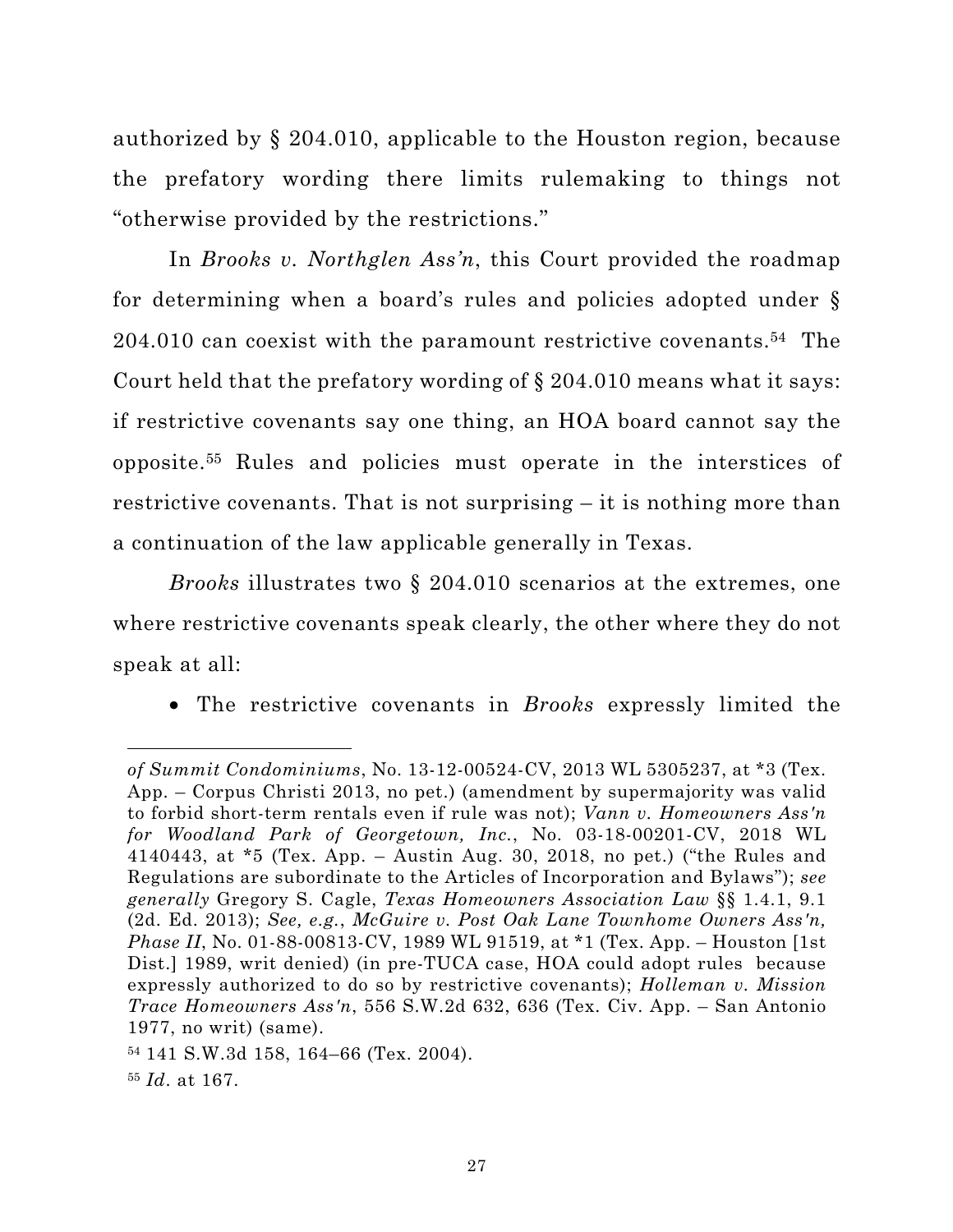authorized by § 204.010, applicable to the Houston region, because the prefatory wording there limits rulemaking to things not "otherwise provided by the restrictions."

In *Brooks v. Northglen Ass'n*, this Court provided the roadmap for determining when a board's rules and policies adopted under § 204.010 can coexist with the paramount restrictive covenants.[54] The Court held that the prefatory wording of § 204.010 means what it says: if restrictive covenants say one thing, an HOA board cannot say the opposite.[55] Rules and policies must operate in the interstices of restrictive covenants. That is not surprising – it is nothing more than a continuation of the law applicable generally in Texas.

*Brooks* illustrates two § 204.010 scenarios at the extremes, one where restrictive covenants speak clearly, the other where they do not speak at all:

- The restrictive covenants in *Brooks* expressly limited the

---

*of Summit Condominiums*, No. 13-12-00524-CV, 2013 WL 5305237, at *3 (Tex. App. – Corpus Christi 2013, no pet.) (amendment by supermajority was valid to forbid short-term rentals even if rule was not); *Vann v. Homeowners Ass'n for Woodland Park of Georgetown, Inc.*, No. 03-18-00201-CV, 2018 WL 4140443, at *5 (Tex. App. – Austin Aug. 30, 2018, no pet.) ("the Rules and Regulations are subordinate to the Articles of Incorporation and Bylaws"); *see generally* Gregory S. Cagle, *Texas Homeowners Association Law* §§ 1.4.1, 9.1 (2d. Ed. 2013); *See, e.g.*, *McGuire v. Post Oak Lane Townhome Owners Ass'n, Phase II*, No. 01-88-00813-CV, 1989 WL 91519, at *1 (Tex. App. – Houston [1st Dist.] 1989, writ denied) (in pre-TUCA case, HOA could adopt rules because expressly authorized to do so by restrictive covenants); *Holleman v. Mission Trace Homeowners Ass'n*, 556 S.W.2d 632, 636 (Tex. Civ. App. – San Antonio 1977, no writ) (same).

[54] 141 S.W.3d 158, 164–66 (Tex. 2004).

[55] *Id*. at 167.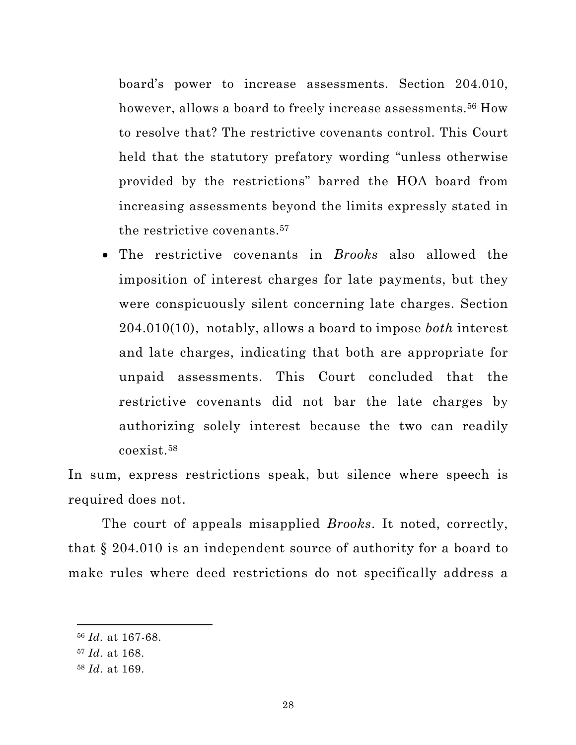board's power to increase assessments. Section 204.010, however, allows a board to freely increase assessments.[56] How to resolve that? The restrictive covenants control. This Court held that the statutory prefatory wording "unless otherwise provided by the restrictions" barred the HOA board from increasing assessments beyond the limits expressly stated in the restrictive covenants.[57]

- The restrictive covenants in *Brooks* also allowed the imposition of interest charges for late payments, but they were conspicuously silent concerning late charges. Section 204.010(10), notably, allows a board to impose *both* interest and late charges, indicating that both are appropriate for unpaid assessments. This Court concluded that the restrictive covenants did not bar the late charges by authorizing solely interest because the two can readily coexist.[58]

In sum, express restrictions speak, but silence where speech is required does not.

The court of appeals misapplied *Brooks*. It noted, correctly, that § 204.010 is an independent source of authority for a board to make rules where deed restrictions do not specifically address a

---

[56] *Id.* at 167-68.

[57] *Id.* at 168.

[58] *Id*. at 169.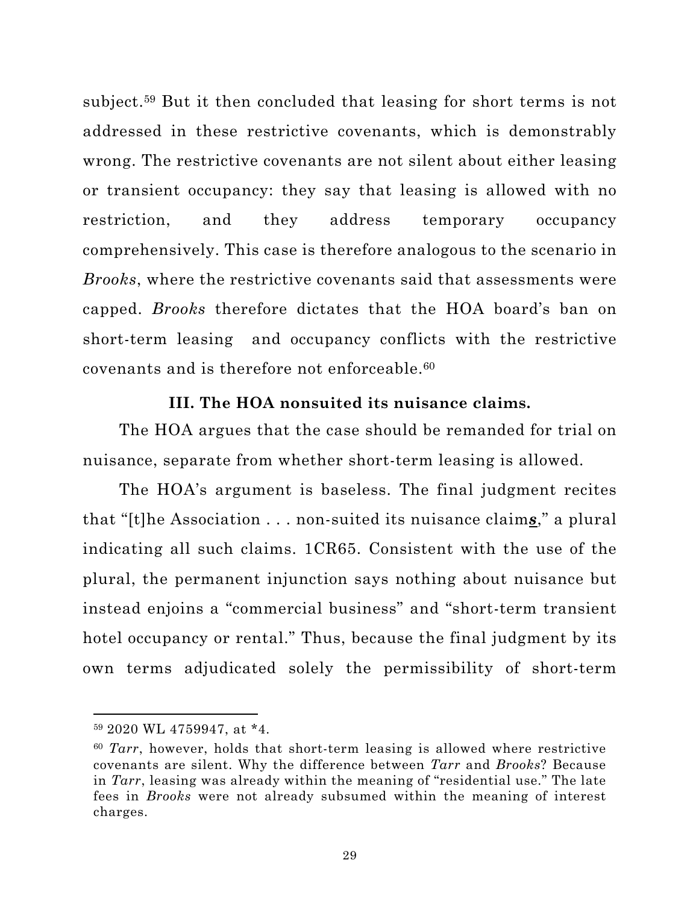subject.[59] But it then concluded that leasing for short terms is not addressed in these restrictive covenants, which is demonstrably wrong. The restrictive covenants are not silent about either leasing or transient occupancy: they say that leasing is allowed with no restriction, and they address temporary occupancy comprehensively. This case is therefore analogous to the scenario in *Brooks*, where the restrictive covenants said that assessments were capped. *Brooks* therefore dictates that the HOA board's ban on short-term leasing and occupancy conflicts with the restrictive covenants and is therefore not enforceable.[60]

### III. The HOA nonsuited its nuisance claims.

The HOA argues that the case should be remanded for trial on nuisance, separate from whether short-term leasing is allowed.

The HOA's argument is baseless. The final judgment recites that "[t]he Association . . . non-suited its nuisance claim***s***," a plural indicating all such claims. 1CR65. Consistent with the use of the plural, the permanent injunction says nothing about nuisance but instead enjoins a "commercial business" and "short-term transient hotel occupancy or rental." Thus, because the final judgment by its own terms adjudicated solely the permissibility of short-term

---

[59] 2020 WL 4759947, at *4.

[60] *Tarr*, however, holds that short-term leasing is allowed where restrictive covenants are silent. Why the difference between *Tarr* and *Brooks*? Because in *Tarr*, leasing was already within the meaning of "residential use." The late fees in *Brooks* were not already subsumed within the meaning of interest charges.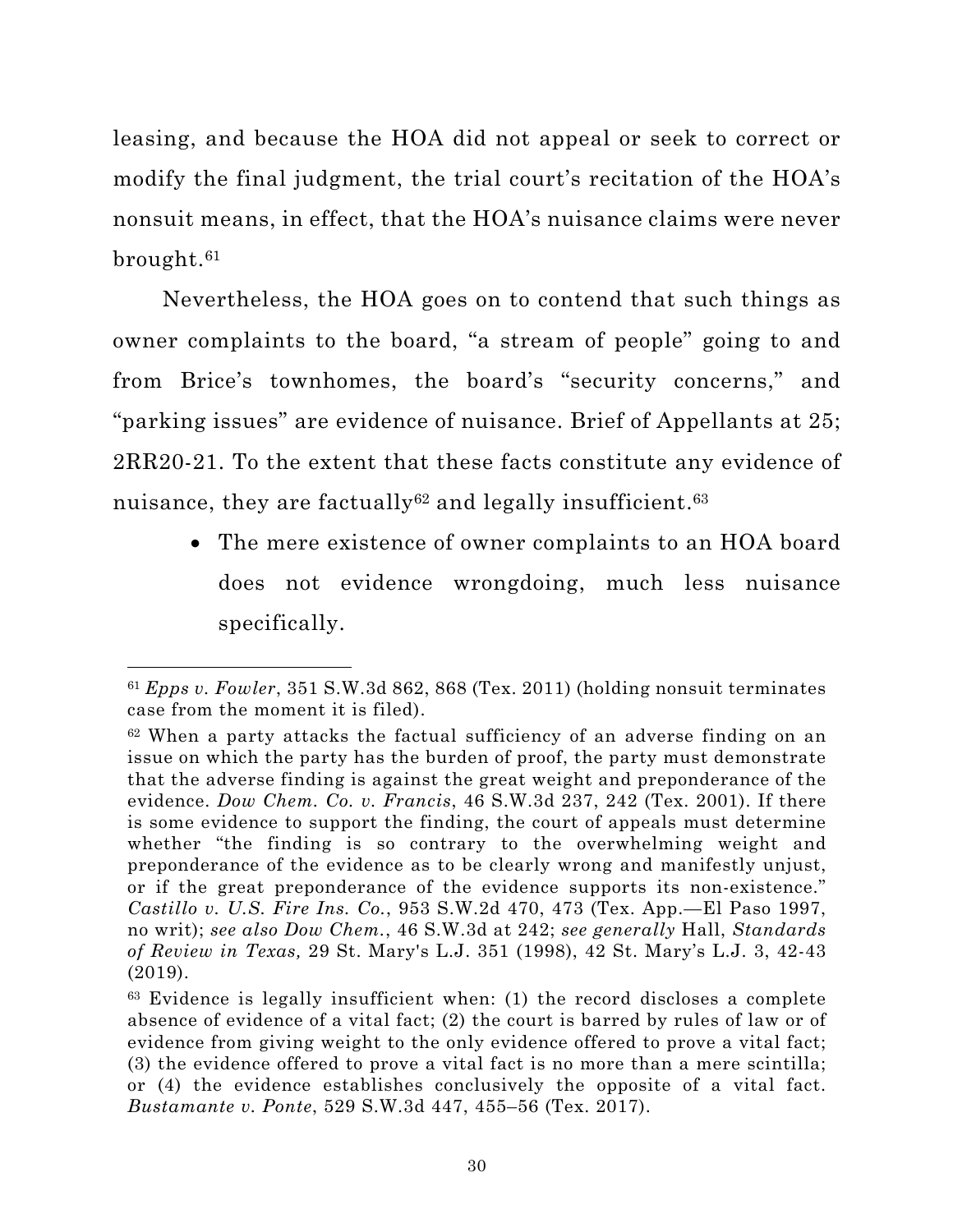leasing, and because the HOA did not appeal or seek to correct or modify the final judgment, the trial court's recitation of the HOA's nonsuit means, in effect, that the HOA's nuisance claims were never brought.[61]

Nevertheless, the HOA goes on to contend that such things as owner complaints to the board, "a stream of people" going to and from Brice's townhomes, the board's "security concerns," and "parking issues" are evidence of nuisance. Brief of Appellants at 25; 2RR20-21. To the extent that these facts constitute any evidence of nuisance, they are factually[62] and legally insufficient.[63]

- The mere existence of owner complaints to an HOA board does not evidence wrongdoing, much less nuisance specifically.

---

[61] *Epps v. Fowler*, 351 S.W.3d 862, 868 (Tex. 2011) (holding nonsuit terminates case from the moment it is filed).

[62] When a party attacks the factual sufficiency of an adverse finding on an issue on which the party has the burden of proof, the party must demonstrate that the adverse finding is against the great weight and preponderance of the evidence. *Dow Chem. Co. v. Francis*, 46 S.W.3d 237, 242 (Tex. 2001). If there is some evidence to support the finding, the court of appeals must determine whether "the finding is so contrary to the overwhelming weight and preponderance of the evidence as to be clearly wrong and manifestly unjust, or if the great preponderance of the evidence supports its non-existence." *Castillo v. U.S. Fire Ins. Co.*, 953 S.W.2d 470, 473 (Tex. App.—El Paso 1997, no writ); *see also Dow Chem.*, 46 S.W.3d at 242; *see generally* Hall, *Standards of Review in Texas,* 29 St. Mary's L.J. 351 (1998), 42 St. Mary's L.J. 3, 42-43 (2019).

[63] Evidence is legally insufficient when: (1) the record discloses a complete absence of evidence of a vital fact; (2) the court is barred by rules of law or of evidence from giving weight to the only evidence offered to prove a vital fact; (3) the evidence offered to prove a vital fact is no more than a mere scintilla; or (4) the evidence establishes conclusively the opposite of a vital fact. *Bustamante v. Ponte*, 529 S.W.3d 447, 455–56 (Tex. 2017).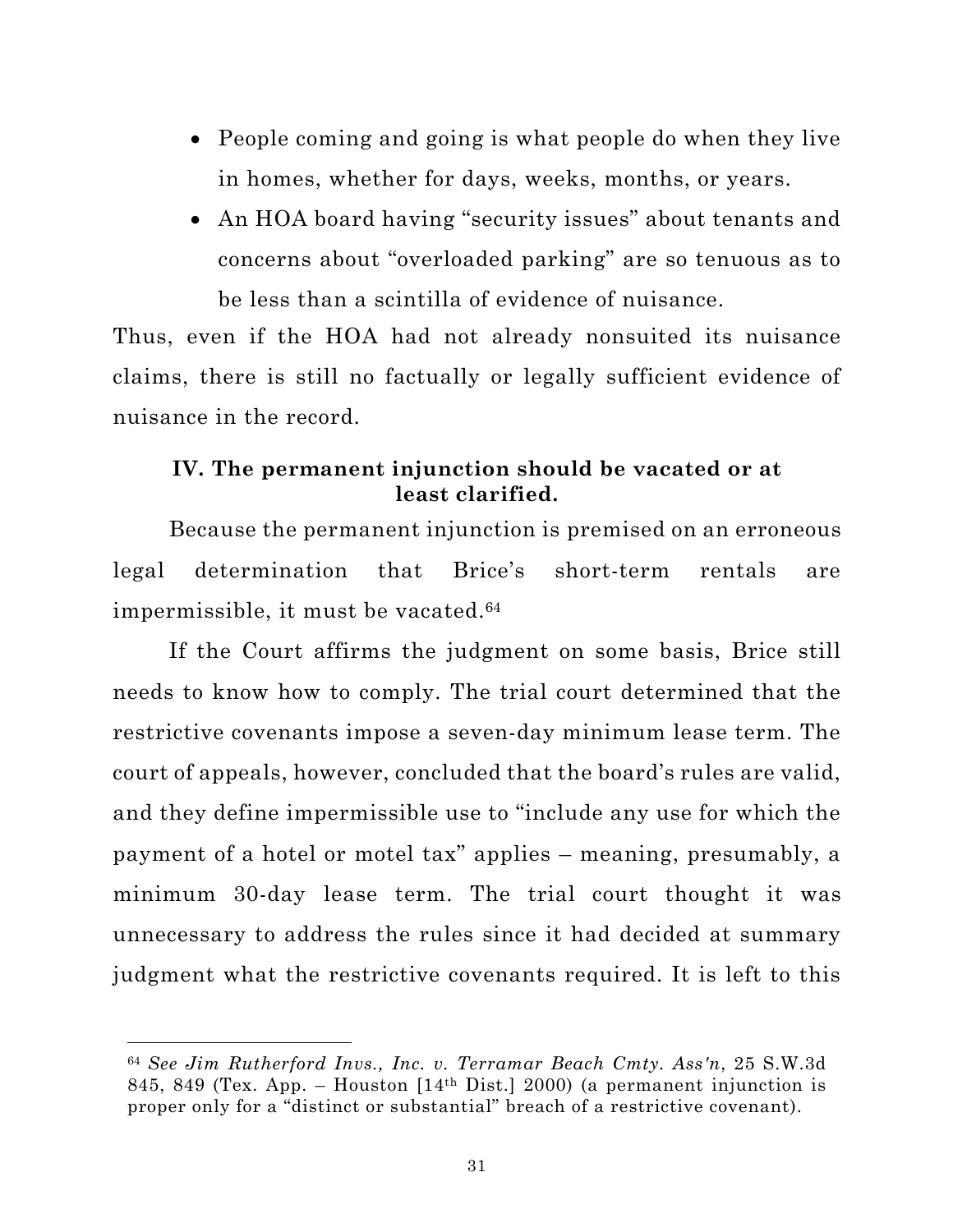- People coming and going is what people do when they live in homes, whether for days, weeks, months, or years.
- An HOA board having "security issues" about tenants and concerns about "overloaded parking" are so tenuous as to be less than a scintilla of evidence of nuisance.

Thus, even if the HOA had not already nonsuited its nuisance claims, there is still no factually or legally sufficient evidence of nuisance in the record.

### IV. The permanent injunction should be vacated or at least clarified.

Because the permanent injunction is premised on an erroneous legal determination that Brice's short-term rentals are impermissible, it must be vacated.[64]

If the Court affirms the judgment on some basis, Brice still needs to know how to comply. The trial court determined that the restrictive covenants impose a seven-day minimum lease term. The court of appeals, however, concluded that the board's rules are valid, and they define impermissible use to "include any use for which the payment of a hotel or motel tax" applies – meaning, presumably, a minimum 30-day lease term. The trial court thought it was unnecessary to address the rules since it had decided at summary judgment what the restrictive covenants required. It is left to this

---

[64] *See Jim Rutherford Invs., Inc. v. Terramar Beach Cmty. Ass'n*, 25 S.W.3d 845, 849 (Tex. App. – Houston [14th Dist.] 2000) (a permanent injunction is proper only for a "distinct or substantial" breach of a restrictive covenant).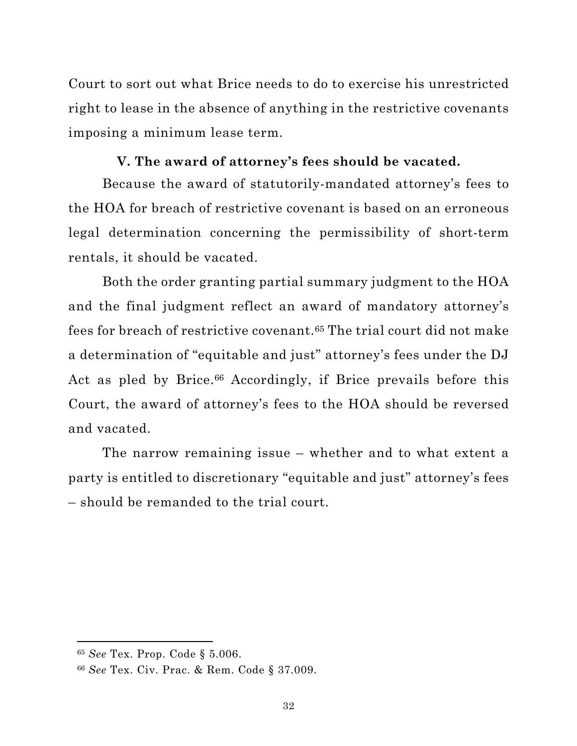Court to sort out what Brice needs to do to exercise his unrestricted right to lease in the absence of anything in the restrictive covenants imposing a minimum lease term.

### V. The award of attorney's fees should be vacated.

Because the award of statutorily-mandated attorney's fees to the HOA for breach of restrictive covenant is based on an erroneous legal determination concerning the permissibility of short-term rentals, it should be vacated.

Both the order granting partial summary judgment to the HOA and the final judgment reflect an award of mandatory attorney's fees for breach of restrictive covenant.[65] The trial court did not make a determination of "equitable and just" attorney's fees under the DJ Act as pled by Brice.[66] Accordingly, if Brice prevails before this Court, the award of attorney's fees to the HOA should be reversed and vacated.

The narrow remaining issue – whether and to what extent a party is entitled to discretionary "equitable and just" attorney's fees – should be remanded to the trial court.

---

[65] *See* Tex. Prop. Code § 5.006.

[66] *See* Tex. Civ. Prac. & Rem. Code § 37.009.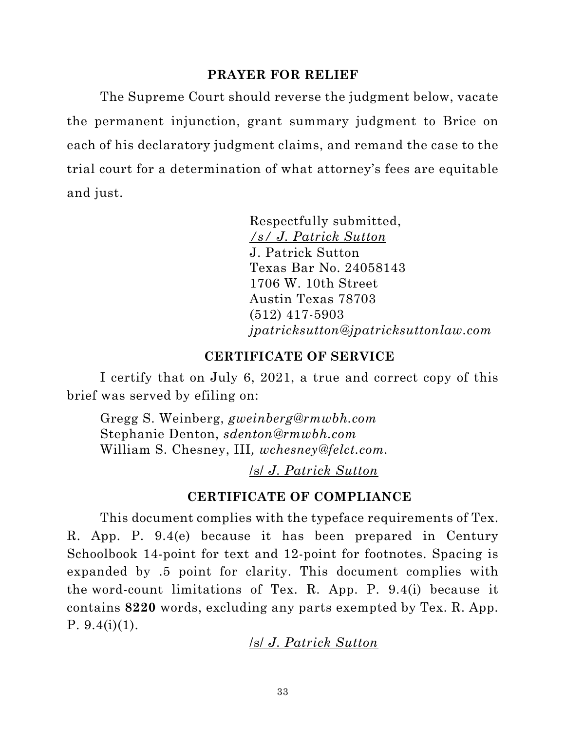## PRAYER FOR RELIEF

The Supreme Court should reverse the judgment below, vacate the permanent injunction, grant summary judgment to Brice on each of his declaratory judgment claims, and remand the case to the trial court for a determination of what attorney's fees are equitable and just.

Respectfully submitted,
*/s/ J. Patrick Sutton*
J. Patrick Sutton
Texas Bar No. 24058143
1706 W. 10th Street
Austin Texas 78703
(512) 417-5903
*jpatricksutton@jpatricksuttonlaw.com*

## CERTIFICATE OF SERVICE

I certify that on July 6, 2021, a true and correct copy of this brief was served by efiling on:

Gregg S. Weinberg, *gweinberg@rmwbh.com*
Stephanie Denton, *sdenton@rmwbh.com*
William S. Chesney, III, *wchesney@felct.com*.

/s/ *J. Patrick Sutton*

## CERTIFICATE OF COMPLIANCE

This document complies with the typeface requirements of Tex. R. App. P. 9.4(e) because it has been prepared in Century Schoolbook 14-point for text and 12-point for footnotes. Spacing is expanded by .5 point for clarity. This document complies with the word-count limitations of Tex. R. App. P. 9.4(i) because it contains **8220** words, excluding any parts exempted by Tex. R. App. P. 9.4(i)(1).

/s/ *J. Patrick Sutton*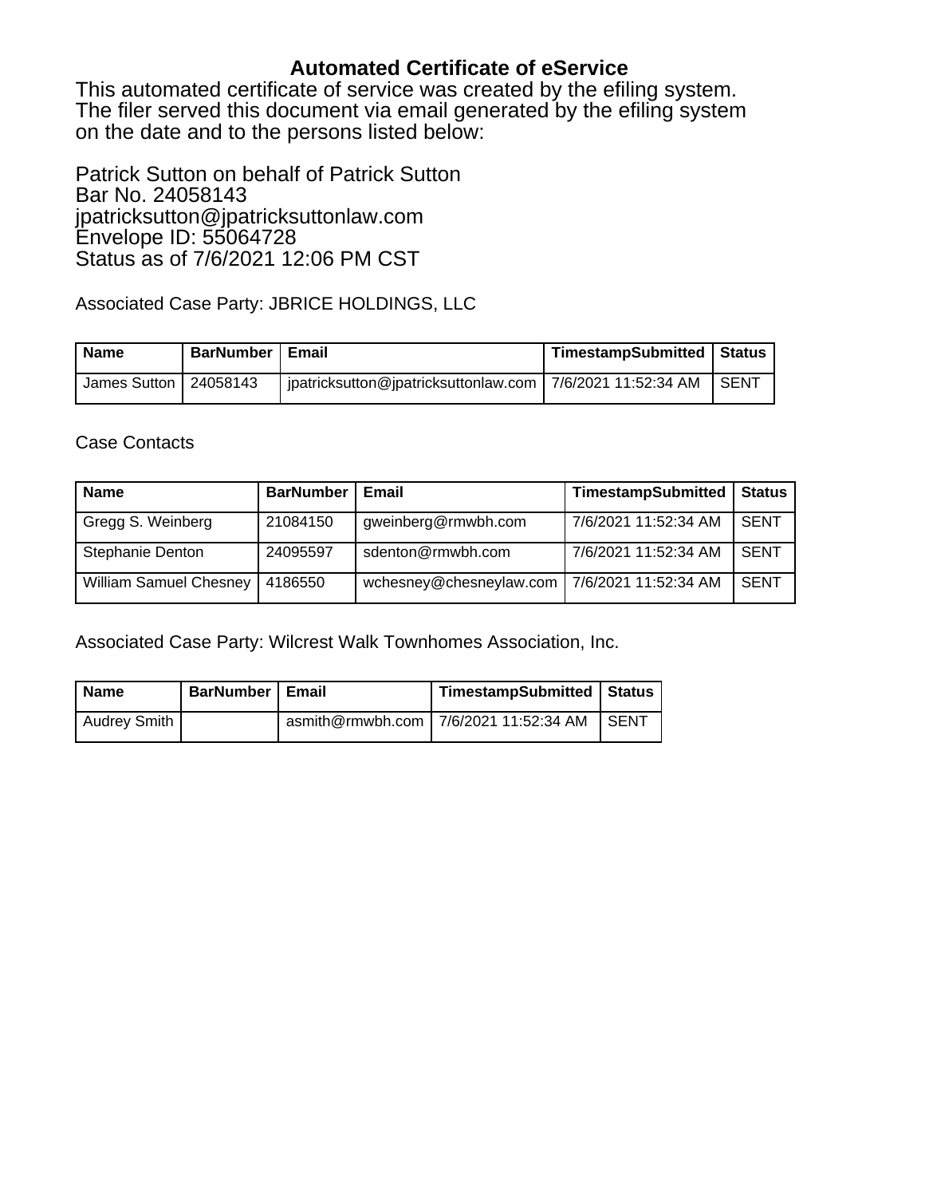# Automated Certificate of eService

This automated certificate of service was created by the efiling system. The filer served this document via email generated by the efiling system on the date and to the persons listed below:

Patrick Sutton on behalf of Patrick Sutton
Bar No. 24058143
jpatricksutton@jpatricksuttonlaw.com
Envelope ID: 55064728
Status as of 7/6/2021 12:06 PM CST

Associated Case Party: JBRICE HOLDINGS, LLC

| Name | BarNumber | Email | TimestampSubmitted | Status |
|---|---|---|---|---|
| James Sutton | 24058143 | jpatricksutton@jpatricksuttonlaw.com | 7/6/2021 11:52:34 AM | SENT |

Case Contacts

| Name | BarNumber | Email | TimestampSubmitted | Status |
|---|---|---|---|---|
| Gregg S. Weinberg | 21084150 | gweinberg@rmwbh.com | 7/6/2021 11:52:34 AM | SENT |
| Stephanie Denton | 24095597 | sdenton@rmwbh.com | 7/6/2021 11:52:34 AM | SENT |
| William Samuel Chesney | 4186550 | wchesney@chesneylaw.com | 7/6/2021 11:52:34 AM | SENT |

Associated Case Party: Wilcrest Walk Townhomes Association, Inc.

| Name | BarNumber | Email | TimestampSubmitted | Status |
|---|---|---|---|---|
| Audrey Smith | | asmith@rmwbh.com | 7/6/2021 11:52:34 AM | SENT |